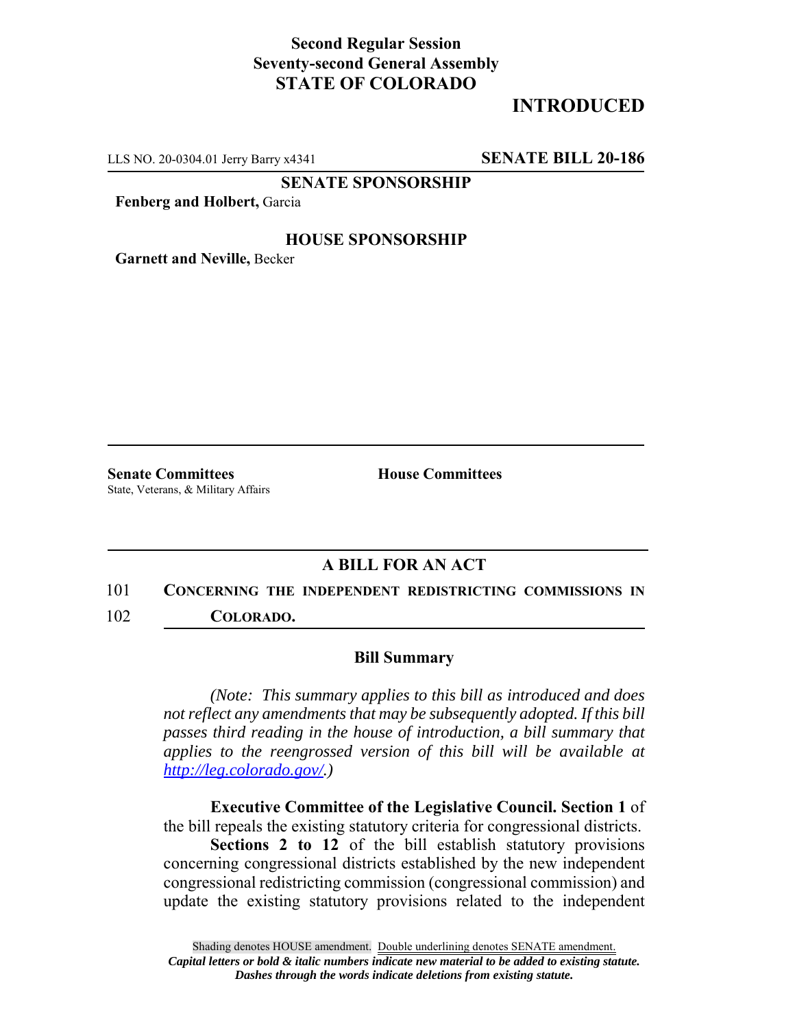**Second Regular Session**
**Seventy-second General Assembly**
**STATE OF COLORADO**

# INTRODUCED

LLS NO. 20-0304.01 Jerry Barry x4341 **SENATE BILL 20-186**

**SENATE SPONSORSHIP**

**Fenberg and Holbert,** Garcia

**HOUSE SPONSORSHIP**

**Garnett and Neville,** Becker

**Senate Committees**
State, Veterans, & Military Affairs

**House Committees**

## A BILL FOR AN ACT

101 **CONCERNING THE INDEPENDENT REDISTRICTING COMMISSIONS IN**
102 **COLORADO.**

### Bill Summary

*(Note: This summary applies to this bill as introduced and does not reflect any amendments that may be subsequently adopted. If this bill passes third reading in the house of introduction, a bill summary that applies to the reengrossed version of this bill will be available at http://leg.colorado.gov/.)*

**Executive Committee of the Legislative Council. Section 1** of the bill repeals the existing statutory criteria for congressional districts.

**Sections 2 to 12** of the bill establish statutory provisions concerning congressional districts established by the new independent congressional redistricting commission (congressional commission) and update the existing statutory provisions related to the independent

Shading denotes HOUSE amendment. Double underlining denotes SENATE amendment.
*Capital letters or bold & italic numbers indicate new material to be added to existing statute.*
*Dashes through the words indicate deletions from existing statute.*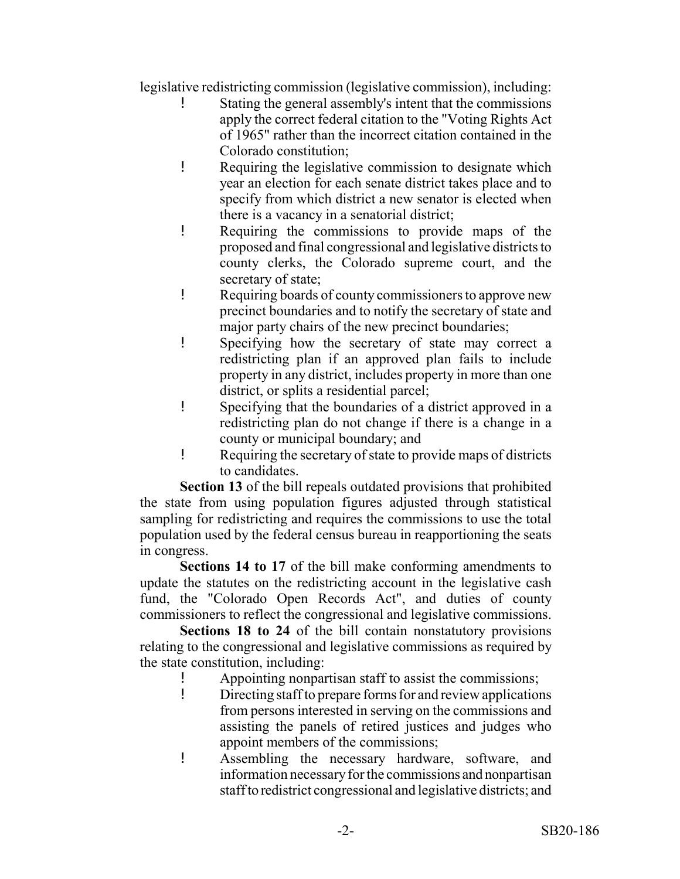legislative redistricting commission (legislative commission), including:

- Stating the general assembly's intent that the commissions apply the correct federal citation to the "Voting Rights Act of 1965" rather than the incorrect citation contained in the Colorado constitution;
- Requiring the legislative commission to designate which year an election for each senate district takes place and to specify from which district a new senator is elected when there is a vacancy in a senatorial district;
- Requiring the commissions to provide maps of the proposed and final congressional and legislative districts to county clerks, the Colorado supreme court, and the secretary of state;
- Requiring boards of county commissioners to approve new precinct boundaries and to notify the secretary of state and major party chairs of the new precinct boundaries;
- Specifying how the secretary of state may correct a redistricting plan if an approved plan fails to include property in any district, includes property in more than one district, or splits a residential parcel;
- Specifying that the boundaries of a district approved in a redistricting plan do not change if there is a change in a county or municipal boundary; and
- Requiring the secretary of state to provide maps of districts to candidates.

**Section 13** of the bill repeals outdated provisions that prohibited the state from using population figures adjusted through statistical sampling for redistricting and requires the commissions to use the total population used by the federal census bureau in reapportioning the seats in congress.

**Sections 14 to 17** of the bill make conforming amendments to update the statutes on the redistricting account in the legislative cash fund, the "Colorado Open Records Act", and duties of county commissioners to reflect the congressional and legislative commissions.

**Sections 18 to 24** of the bill contain nonstatutory provisions relating to the congressional and legislative commissions as required by the state constitution, including:

- Appointing nonpartisan staff to assist the commissions;
- Directing staff to prepare forms for and review applications from persons interested in serving on the commissions and assisting the panels of retired justices and judges who appoint members of the commissions;
- Assembling the necessary hardware, software, and information necessary for the commissions and nonpartisan staff to redistrict congressional and legislative districts; and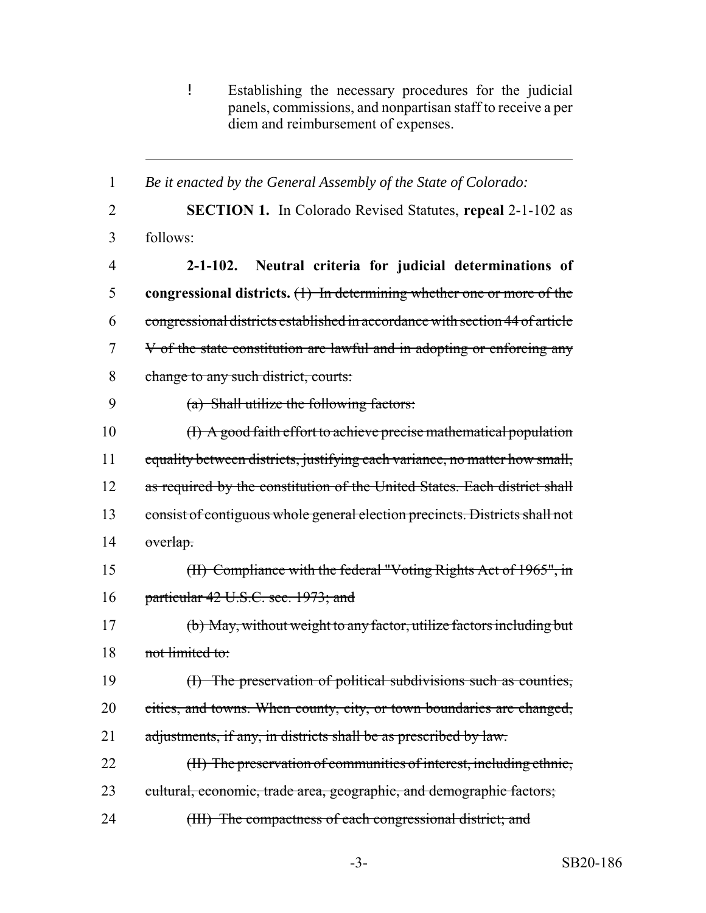! Establishing the necessary procedures for the judicial panels, commissions, and nonpartisan staff to receive a per diem and reimbursement of expenses.

---

1 *Be it enacted by the General Assembly of the State of Colorado:*

2 **SECTION 1.** In Colorado Revised Statutes, **repeal** 2-1-102 as

3 follows:

4 **2-1-102. Neutral criteria for judicial determinations of**

5 **congressional districts.** ~~(1) In determining whether one or more of the~~

6 ~~congressional districts established in accordance with section 44 of article~~

7 ~~V of the state constitution are lawful and in adopting or enforcing any~~

8 ~~change to any such district, courts:~~

9 ~~(a) Shall utilize the following factors:~~

10 ~~(I) A good faith effort to achieve precise mathematical population~~

11 ~~equality between districts, justifying each variance, no matter how small,~~

12 ~~as required by the constitution of the United States. Each district shall~~

13 ~~consist of contiguous whole general election precincts. Districts shall not~~

14 ~~overlap.~~

15 ~~(II) Compliance with the federal "Voting Rights Act of 1965", in~~

16 ~~particular 42 U.S.C. sec. 1973; and~~

17 ~~(b) May, without weight to any factor, utilize factors including but~~

18 ~~not limited to:~~

19 ~~(I) The preservation of political subdivisions such as counties,~~

20 ~~cities, and towns. When county, city, or town boundaries are changed,~~

21 ~~adjustments, if any, in districts shall be as prescribed by law.~~

22 ~~(II) The preservation of communities of interest, including ethnic,~~

23 ~~cultural, economic, trade area, geographic, and demographic factors;~~

24 ~~(III) The compactness of each congressional district; and~~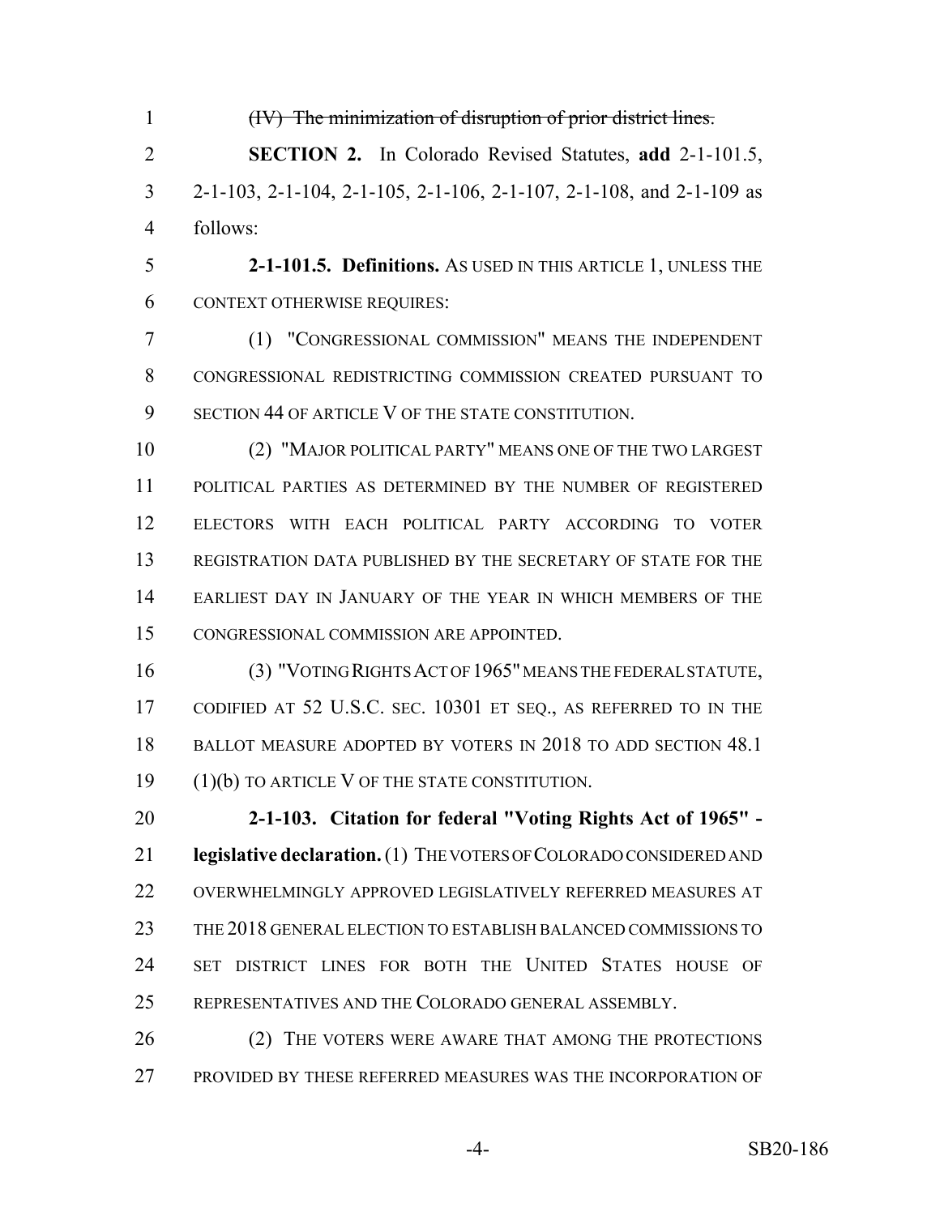~~(IV) The minimization of disruption of prior district lines.~~

**SECTION 2.** In Colorado Revised Statutes, **add** 2-1-101.5, 2-1-103, 2-1-104, 2-1-105, 2-1-106, 2-1-107, 2-1-108, and 2-1-109 as follows:

**2-1-101.5. Definitions.** AS USED IN THIS ARTICLE 1, UNLESS THE CONTEXT OTHERWISE REQUIRES:

(1) "CONGRESSIONAL COMMISSION" MEANS THE INDEPENDENT CONGRESSIONAL REDISTRICTING COMMISSION CREATED PURSUANT TO SECTION 44 OF ARTICLE V OF THE STATE CONSTITUTION.

(2) "MAJOR POLITICAL PARTY" MEANS ONE OF THE TWO LARGEST POLITICAL PARTIES AS DETERMINED BY THE NUMBER OF REGISTERED ELECTORS WITH EACH POLITICAL PARTY ACCORDING TO VOTER REGISTRATION DATA PUBLISHED BY THE SECRETARY OF STATE FOR THE EARLIEST DAY IN JANUARY OF THE YEAR IN WHICH MEMBERS OF THE CONGRESSIONAL COMMISSION ARE APPOINTED.

(3) "VOTING RIGHTS ACT OF 1965" MEANS THE FEDERAL STATUTE, CODIFIED AT 52 U.S.C. SEC. 10301 ET SEQ., AS REFERRED TO IN THE BALLOT MEASURE ADOPTED BY VOTERS IN 2018 TO ADD SECTION 48.1 (1)(b) TO ARTICLE V OF THE STATE CONSTITUTION.

**2-1-103. Citation for federal "Voting Rights Act of 1965" - legislative declaration.** (1) THE VOTERS OF COLORADO CONSIDERED AND OVERWHELMINGLY APPROVED LEGISLATIVELY REFERRED MEASURES AT THE 2018 GENERAL ELECTION TO ESTABLISH BALANCED COMMISSIONS TO SET DISTRICT LINES FOR BOTH THE UNITED STATES HOUSE OF REPRESENTATIVES AND THE COLORADO GENERAL ASSEMBLY.

(2) THE VOTERS WERE AWARE THAT AMONG THE PROTECTIONS PROVIDED BY THESE REFERRED MEASURES WAS THE INCORPORATION OF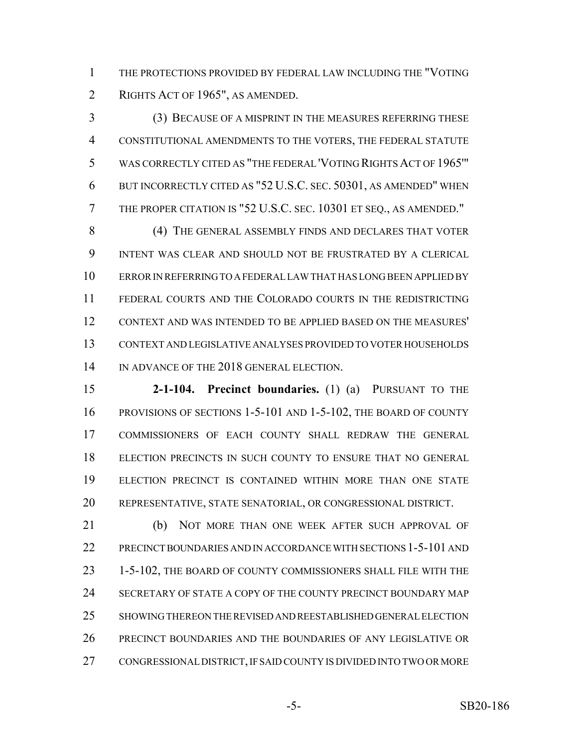THE PROTECTIONS PROVIDED BY FEDERAL LAW INCLUDING THE "VOTING RIGHTS ACT OF 1965", AS AMENDED.

(3) BECAUSE OF A MISPRINT IN THE MEASURES REFERRING THESE CONSTITUTIONAL AMENDMENTS TO THE VOTERS, THE FEDERAL STATUTE WAS CORRECTLY CITED AS "THE FEDERAL 'VOTING RIGHTS ACT OF 1965'" BUT INCORRECTLY CITED AS "52 U.S.C. SEC. 50301, AS AMENDED" WHEN THE PROPER CITATION IS "52 U.S.C. SEC. 10301 ET SEQ., AS AMENDED."

(4) THE GENERAL ASSEMBLY FINDS AND DECLARES THAT VOTER INTENT WAS CLEAR AND SHOULD NOT BE FRUSTRATED BY A CLERICAL ERROR IN REFERRING TO A FEDERAL LAW THAT HAS LONG BEEN APPLIED BY FEDERAL COURTS AND THE COLORADO COURTS IN THE REDISTRICTING CONTEXT AND WAS INTENDED TO BE APPLIED BASED ON THE MEASURES' CONTEXT AND LEGISLATIVE ANALYSES PROVIDED TO VOTER HOUSEHOLDS IN ADVANCE OF THE 2018 GENERAL ELECTION.

**2-1-104. Precinct boundaries.** (1) (a) PURSUANT TO THE PROVISIONS OF SECTIONS 1-5-101 AND 1-5-102, THE BOARD OF COUNTY COMMISSIONERS OF EACH COUNTY SHALL REDRAW THE GENERAL ELECTION PRECINCTS IN SUCH COUNTY TO ENSURE THAT NO GENERAL ELECTION PRECINCT IS CONTAINED WITHIN MORE THAN ONE STATE REPRESENTATIVE, STATE SENATORIAL, OR CONGRESSIONAL DISTRICT.

(b) NOT MORE THAN ONE WEEK AFTER SUCH APPROVAL OF PRECINCT BOUNDARIES AND IN ACCORDANCE WITH SECTIONS 1-5-101 AND 1-5-102, THE BOARD OF COUNTY COMMISSIONERS SHALL FILE WITH THE SECRETARY OF STATE A COPY OF THE COUNTY PRECINCT BOUNDARY MAP SHOWING THEREON THE REVISED AND REESTABLISHED GENERAL ELECTION PRECINCT BOUNDARIES AND THE BOUNDARIES OF ANY LEGISLATIVE OR CONGRESSIONAL DISTRICT, IF SAID COUNTY IS DIVIDED INTO TWO OR MORE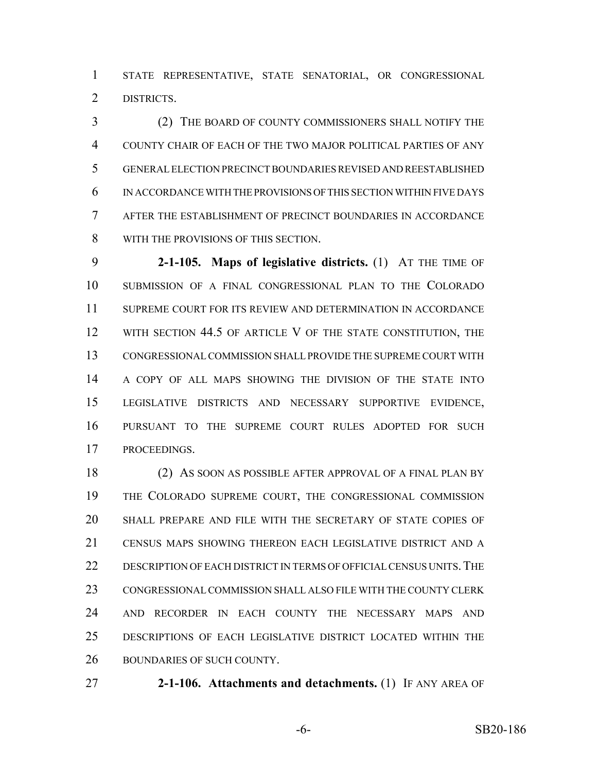STATE REPRESENTATIVE, STATE SENATORIAL, OR CONGRESSIONAL DISTRICTS.

(2) THE BOARD OF COUNTY COMMISSIONERS SHALL NOTIFY THE COUNTY CHAIR OF EACH OF THE TWO MAJOR POLITICAL PARTIES OF ANY GENERAL ELECTION PRECINCT BOUNDARIES REVISED AND REESTABLISHED IN ACCORDANCE WITH THE PROVISIONS OF THIS SECTION WITHIN FIVE DAYS AFTER THE ESTABLISHMENT OF PRECINCT BOUNDARIES IN ACCORDANCE WITH THE PROVISIONS OF THIS SECTION.

**2-1-105. Maps of legislative districts.** (1) AT THE TIME OF SUBMISSION OF A FINAL CONGRESSIONAL PLAN TO THE COLORADO SUPREME COURT FOR ITS REVIEW AND DETERMINATION IN ACCORDANCE WITH SECTION 44.5 OF ARTICLE V OF THE STATE CONSTITUTION, THE CONGRESSIONAL COMMISSION SHALL PROVIDE THE SUPREME COURT WITH A COPY OF ALL MAPS SHOWING THE DIVISION OF THE STATE INTO LEGISLATIVE DISTRICTS AND NECESSARY SUPPORTIVE EVIDENCE, PURSUANT TO THE SUPREME COURT RULES ADOPTED FOR SUCH PROCEEDINGS.

(2) AS SOON AS POSSIBLE AFTER APPROVAL OF A FINAL PLAN BY THE COLORADO SUPREME COURT, THE CONGRESSIONAL COMMISSION SHALL PREPARE AND FILE WITH THE SECRETARY OF STATE COPIES OF CENSUS MAPS SHOWING THEREON EACH LEGISLATIVE DISTRICT AND A DESCRIPTION OF EACH DISTRICT IN TERMS OF OFFICIAL CENSUS UNITS. THE CONGRESSIONAL COMMISSION SHALL ALSO FILE WITH THE COUNTY CLERK AND RECORDER IN EACH COUNTY THE NECESSARY MAPS AND DESCRIPTIONS OF EACH LEGISLATIVE DISTRICT LOCATED WITHIN THE BOUNDARIES OF SUCH COUNTY.

**2-1-106. Attachments and detachments.** (1) IF ANY AREA OF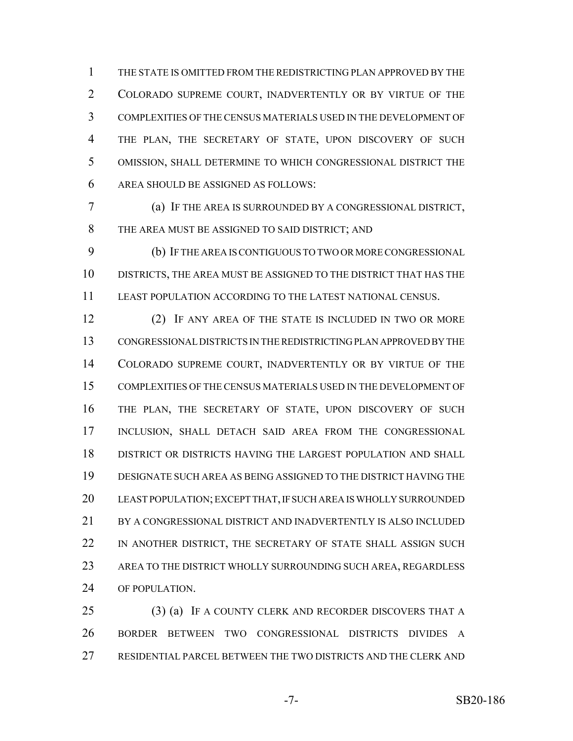THE STATE IS OMITTED FROM THE REDISTRICTING PLAN APPROVED BY THE COLORADO SUPREME COURT, INADVERTENTLY OR BY VIRTUE OF THE COMPLEXITIES OF THE CENSUS MATERIALS USED IN THE DEVELOPMENT OF THE PLAN, THE SECRETARY OF STATE, UPON DISCOVERY OF SUCH OMISSION, SHALL DETERMINE TO WHICH CONGRESSIONAL DISTRICT THE AREA SHOULD BE ASSIGNED AS FOLLOWS:

(a) IF THE AREA IS SURROUNDED BY A CONGRESSIONAL DISTRICT, THE AREA MUST BE ASSIGNED TO SAID DISTRICT; AND

(b) IF THE AREA IS CONTIGUOUS TO TWO OR MORE CONGRESSIONAL DISTRICTS, THE AREA MUST BE ASSIGNED TO THE DISTRICT THAT HAS THE LEAST POPULATION ACCORDING TO THE LATEST NATIONAL CENSUS.

(2) IF ANY AREA OF THE STATE IS INCLUDED IN TWO OR MORE CONGRESSIONAL DISTRICTS IN THE REDISTRICTING PLAN APPROVED BY THE COLORADO SUPREME COURT, INADVERTENTLY OR BY VIRTUE OF THE COMPLEXITIES OF THE CENSUS MATERIALS USED IN THE DEVELOPMENT OF THE PLAN, THE SECRETARY OF STATE, UPON DISCOVERY OF SUCH INCLUSION, SHALL DETACH SAID AREA FROM THE CONGRESSIONAL DISTRICT OR DISTRICTS HAVING THE LARGEST POPULATION AND SHALL DESIGNATE SUCH AREA AS BEING ASSIGNED TO THE DISTRICT HAVING THE LEAST POPULATION; EXCEPT THAT, IF SUCH AREA IS WHOLLY SURROUNDED BY A CONGRESSIONAL DISTRICT AND INADVERTENTLY IS ALSO INCLUDED IN ANOTHER DISTRICT, THE SECRETARY OF STATE SHALL ASSIGN SUCH AREA TO THE DISTRICT WHOLLY SURROUNDING SUCH AREA, REGARDLESS OF POPULATION.

(3) (a) IF A COUNTY CLERK AND RECORDER DISCOVERS THAT A BORDER BETWEEN TWO CONGRESSIONAL DISTRICTS DIVIDES A RESIDENTIAL PARCEL BETWEEN THE TWO DISTRICTS AND THE CLERK AND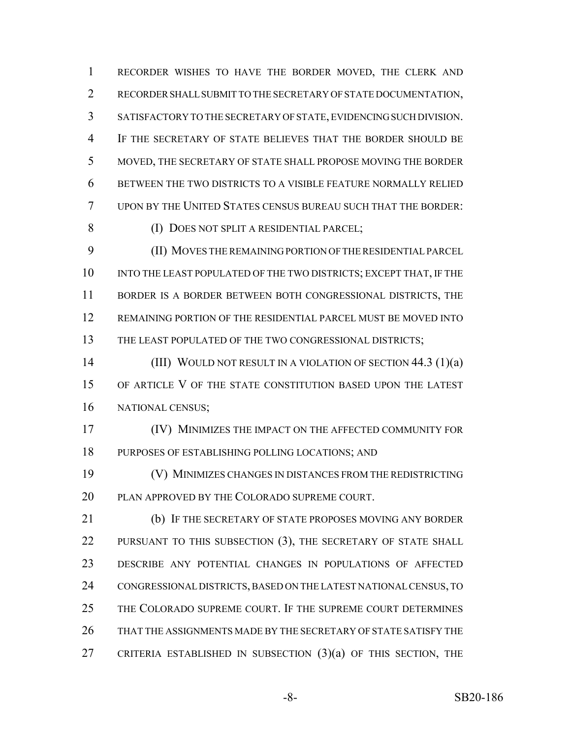RECORDER WISHES TO HAVE THE BORDER MOVED, THE CLERK AND RECORDER SHALL SUBMIT TO THE SECRETARY OF STATE DOCUMENTATION, SATISFACTORY TO THE SECRETARY OF STATE, EVIDENCING SUCH DIVISION. IF THE SECRETARY OF STATE BELIEVES THAT THE BORDER SHOULD BE MOVED, THE SECRETARY OF STATE SHALL PROPOSE MOVING THE BORDER BETWEEN THE TWO DISTRICTS TO A VISIBLE FEATURE NORMALLY RELIED UPON BY THE UNITED STATES CENSUS BUREAU SUCH THAT THE BORDER:

(I) DOES NOT SPLIT A RESIDENTIAL PARCEL;

(II) MOVES THE REMAINING PORTION OF THE RESIDENTIAL PARCEL INTO THE LEAST POPULATED OF THE TWO DISTRICTS; EXCEPT THAT, IF THE BORDER IS A BORDER BETWEEN BOTH CONGRESSIONAL DISTRICTS, THE REMAINING PORTION OF THE RESIDENTIAL PARCEL MUST BE MOVED INTO THE LEAST POPULATED OF THE TWO CONGRESSIONAL DISTRICTS;

(III) WOULD NOT RESULT IN A VIOLATION OF SECTION 44.3 (1)(a) OF ARTICLE V OF THE STATE CONSTITUTION BASED UPON THE LATEST NATIONAL CENSUS;

(IV) MINIMIZES THE IMPACT ON THE AFFECTED COMMUNITY FOR PURPOSES OF ESTABLISHING POLLING LOCATIONS; AND

(V) MINIMIZES CHANGES IN DISTANCES FROM THE REDISTRICTING PLAN APPROVED BY THE COLORADO SUPREME COURT.

(b) IF THE SECRETARY OF STATE PROPOSES MOVING ANY BORDER PURSUANT TO THIS SUBSECTION (3), THE SECRETARY OF STATE SHALL DESCRIBE ANY POTENTIAL CHANGES IN POPULATIONS OF AFFECTED CONGRESSIONAL DISTRICTS, BASED ON THE LATEST NATIONAL CENSUS, TO THE COLORADO SUPREME COURT. IF THE SUPREME COURT DETERMINES THAT THE ASSIGNMENTS MADE BY THE SECRETARY OF STATE SATISFY THE CRITERIA ESTABLISHED IN SUBSECTION (3)(a) OF THIS SECTION, THE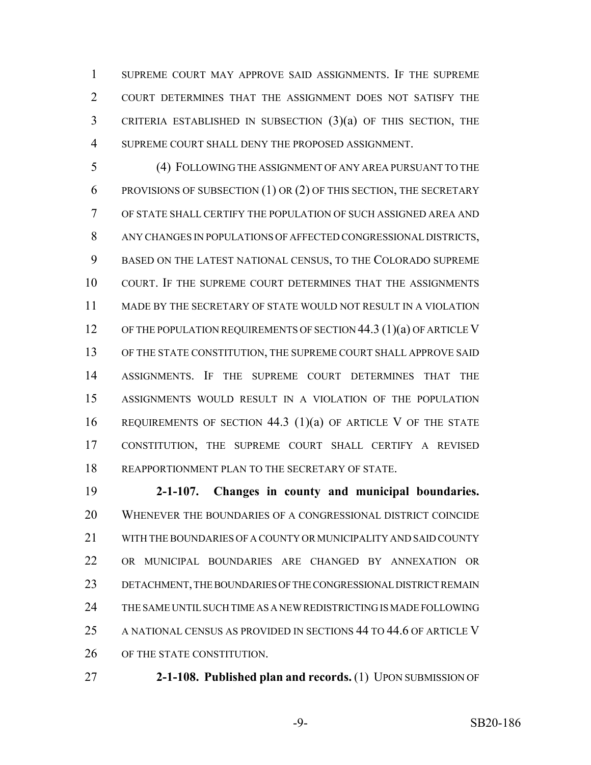SUPREME COURT MAY APPROVE SAID ASSIGNMENTS. IF THE SUPREME COURT DETERMINES THAT THE ASSIGNMENT DOES NOT SATISFY THE CRITERIA ESTABLISHED IN SUBSECTION (3)(a) OF THIS SECTION, THE SUPREME COURT SHALL DENY THE PROPOSED ASSIGNMENT.

(4) FOLLOWING THE ASSIGNMENT OF ANY AREA PURSUANT TO THE PROVISIONS OF SUBSECTION (1) OR (2) OF THIS SECTION, THE SECRETARY OF STATE SHALL CERTIFY THE POPULATION OF SUCH ASSIGNED AREA AND ANY CHANGES IN POPULATIONS OF AFFECTED CONGRESSIONAL DISTRICTS, BASED ON THE LATEST NATIONAL CENSUS, TO THE COLORADO SUPREME COURT. IF THE SUPREME COURT DETERMINES THAT THE ASSIGNMENTS MADE BY THE SECRETARY OF STATE WOULD NOT RESULT IN A VIOLATION OF THE POPULATION REQUIREMENTS OF SECTION 44.3 (1)(a) OF ARTICLE V OF THE STATE CONSTITUTION, THE SUPREME COURT SHALL APPROVE SAID ASSIGNMENTS. IF THE SUPREME COURT DETERMINES THAT THE ASSIGNMENTS WOULD RESULT IN A VIOLATION OF THE POPULATION REQUIREMENTS OF SECTION 44.3 (1)(a) OF ARTICLE V OF THE STATE CONSTITUTION, THE SUPREME COURT SHALL CERTIFY A REVISED REAPPORTIONMENT PLAN TO THE SECRETARY OF STATE.

**2-1-107. Changes in county and municipal boundaries.** WHENEVER THE BOUNDARIES OF A CONGRESSIONAL DISTRICT COINCIDE WITH THE BOUNDARIES OF A COUNTY OR MUNICIPALITY AND SAID COUNTY OR MUNICIPAL BOUNDARIES ARE CHANGED BY ANNEXATION OR DETACHMENT, THE BOUNDARIES OF THE CONGRESSIONAL DISTRICT REMAIN THE SAME UNTIL SUCH TIME AS A NEW REDISTRICTING IS MADE FOLLOWING A NATIONAL CENSUS AS PROVIDED IN SECTIONS 44 TO 44.6 OF ARTICLE V OF THE STATE CONSTITUTION.

**2-1-108. Published plan and records.** (1) UPON SUBMISSION OF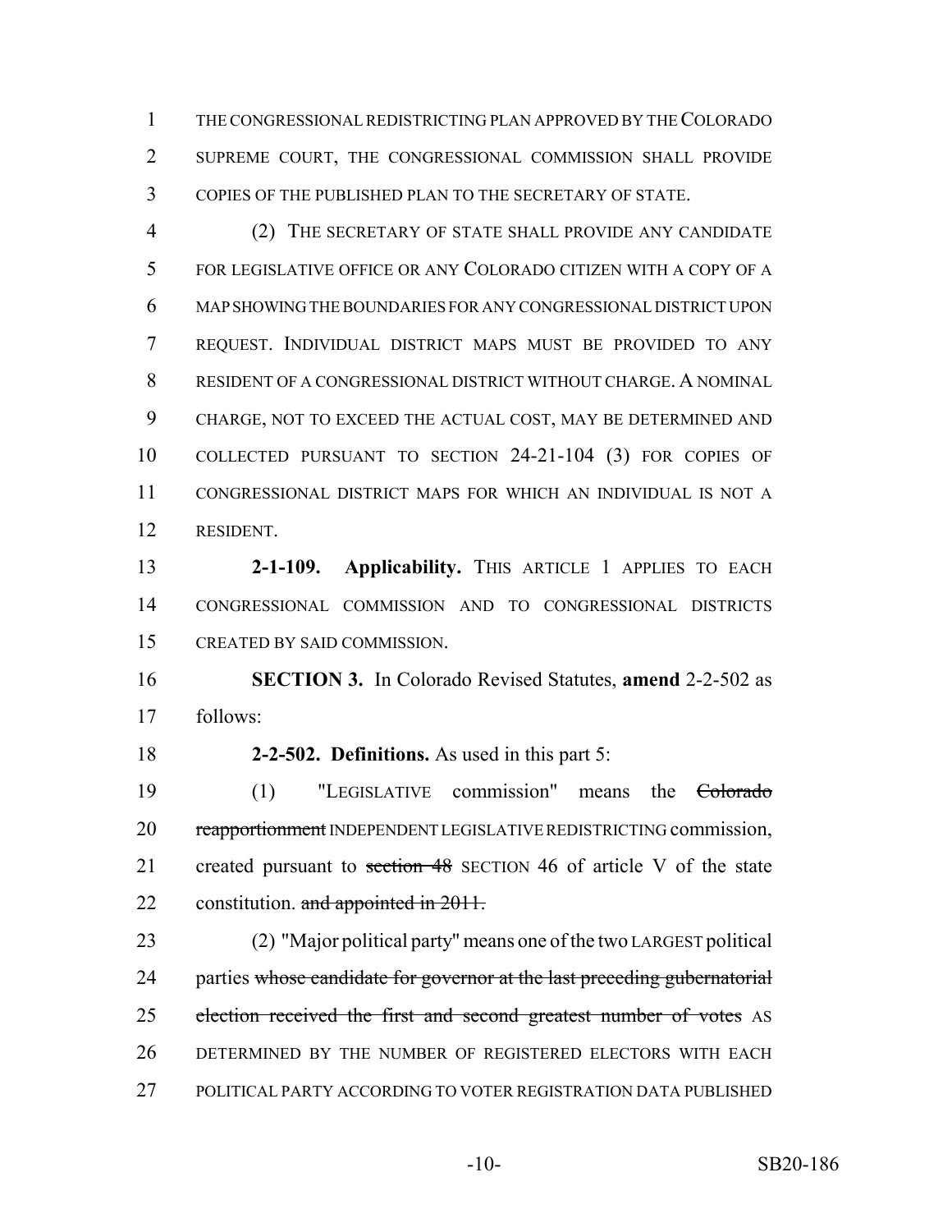THE CONGRESSIONAL REDISTRICTING PLAN APPROVED BY THE COLORADO SUPREME COURT, THE CONGRESSIONAL COMMISSION SHALL PROVIDE COPIES OF THE PUBLISHED PLAN TO THE SECRETARY OF STATE.

(2) THE SECRETARY OF STATE SHALL PROVIDE ANY CANDIDATE FOR LEGISLATIVE OFFICE OR ANY COLORADO CITIZEN WITH A COPY OF A MAP SHOWING THE BOUNDARIES FOR ANY CONGRESSIONAL DISTRICT UPON REQUEST. INDIVIDUAL DISTRICT MAPS MUST BE PROVIDED TO ANY RESIDENT OF A CONGRESSIONAL DISTRICT WITHOUT CHARGE. A NOMINAL CHARGE, NOT TO EXCEED THE ACTUAL COST, MAY BE DETERMINED AND COLLECTED PURSUANT TO SECTION 24-21-104 (3) FOR COPIES OF CONGRESSIONAL DISTRICT MAPS FOR WHICH AN INDIVIDUAL IS NOT A RESIDENT.

**2-1-109. Applicability.** THIS ARTICLE 1 APPLIES TO EACH CONGRESSIONAL COMMISSION AND TO CONGRESSIONAL DISTRICTS CREATED BY SAID COMMISSION.

**SECTION 3.** In Colorado Revised Statutes, **amend** 2-2-502 as follows:

**2-2-502. Definitions.** As used in this part 5:

(1) "LEGISLATIVE commission" means the ~~Colorado reapportionment~~ INDEPENDENT LEGISLATIVE REDISTRICTING commission, created pursuant to ~~section 48~~ SECTION 46 of article V of the state constitution. ~~and appointed in 2011.~~

(2) "Major political party" means one of the two LARGEST political parties ~~whose candidate for governor at the last preceding gubernatorial election received the first and second greatest number of votes~~ AS DETERMINED BY THE NUMBER OF REGISTERED ELECTORS WITH EACH POLITICAL PARTY ACCORDING TO VOTER REGISTRATION DATA PUBLISHED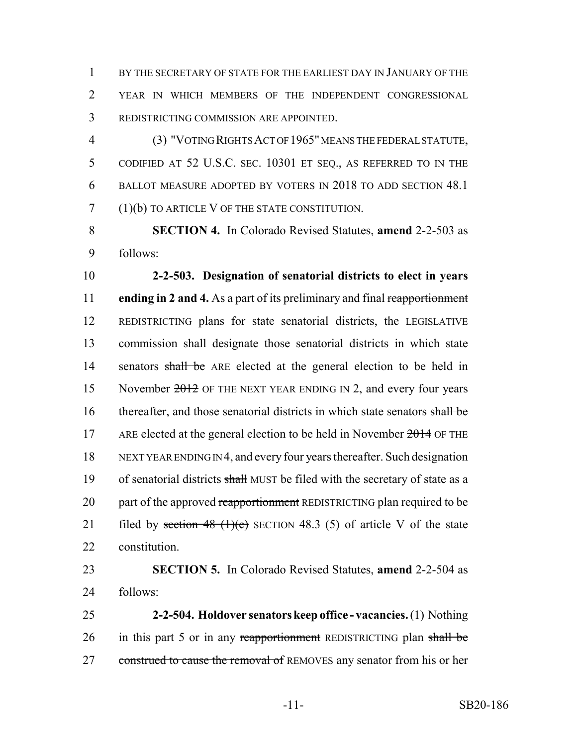BY THE SECRETARY OF STATE FOR THE EARLIEST DAY IN JANUARY OF THE YEAR IN WHICH MEMBERS OF THE INDEPENDENT CONGRESSIONAL REDISTRICTING COMMISSION ARE APPOINTED.

(3) "VOTING RIGHTS ACT OF 1965" MEANS THE FEDERAL STATUTE, CODIFIED AT 52 U.S.C. SEC. 10301 ET SEQ., AS REFERRED TO IN THE BALLOT MEASURE ADOPTED BY VOTERS IN 2018 TO ADD SECTION 48.1 (1)(b) TO ARTICLE V OF THE STATE CONSTITUTION.

**SECTION 4.** In Colorado Revised Statutes, **amend** 2-2-503 as follows:

**2-2-503. Designation of senatorial districts to elect in years ending in 2 and 4.** As a part of its preliminary and final ~~reapportionment~~ REDISTRICTING plans for state senatorial districts, the LEGISLATIVE commission shall designate those senatorial districts in which state senators ~~shall be~~ ARE elected at the general election to be held in November ~~2012~~ OF THE NEXT YEAR ENDING IN 2, and every four years thereafter, and those senatorial districts in which state senators ~~shall be~~ ARE elected at the general election to be held in November ~~2014~~ OF THE NEXT YEAR ENDING IN 4, and every four years thereafter. Such designation of senatorial districts ~~shall~~ MUST be filed with the secretary of state as a part of the approved ~~reapportionment~~ REDISTRICTING plan required to be filed by ~~section 48 (1)(e)~~ SECTION 48.3 (5) of article V of the state constitution.

**SECTION 5.** In Colorado Revised Statutes, **amend** 2-2-504 as follows:

**2-2-504. Holdover senators keep office - vacancies.** (1) Nothing in this part 5 or in any ~~reapportionment~~ REDISTRICTING plan ~~shall be construed to cause the removal of~~ REMOVES any senator from his or her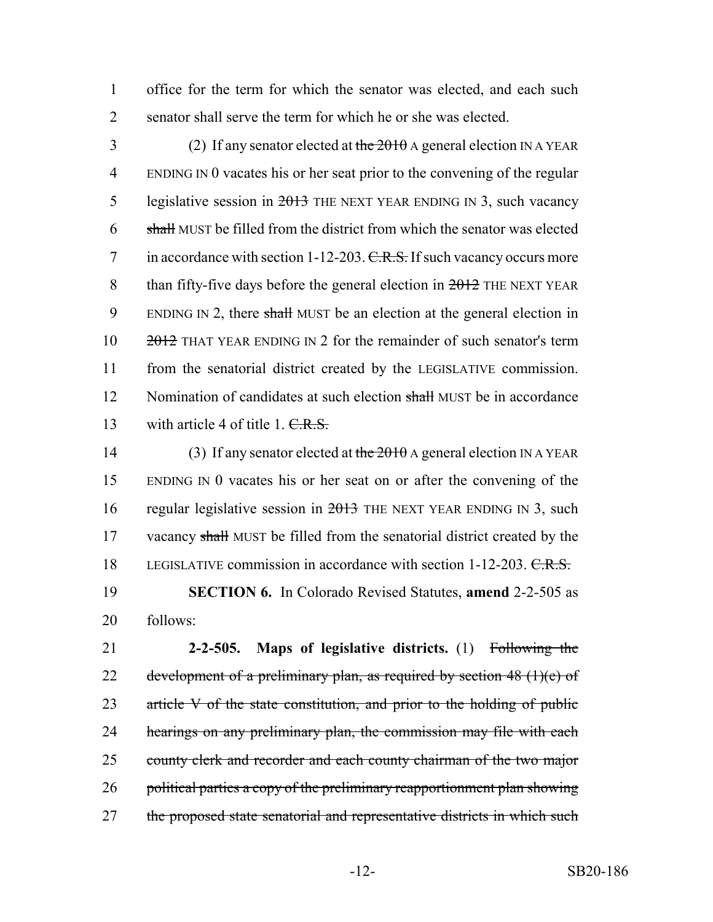office for the term for which the senator was elected, and each such senator shall serve the term for which he or she was elected.

(2) If any senator elected at ~~the 2010~~ A general election IN A YEAR ENDING IN 0 vacates his or her seat prior to the convening of the regular legislative session in ~~2013~~ THE NEXT YEAR ENDING IN 3, such vacancy ~~shall~~ MUST be filled from the district from which the senator was elected in accordance with section 1-12-203. ~~C.R.S.~~ If such vacancy occurs more than fifty-five days before the general election in ~~2012~~ THE NEXT YEAR ENDING IN 2, there ~~shall~~ MUST be an election at the general election in ~~2012~~ THAT YEAR ENDING IN 2 for the remainder of such senator's term from the senatorial district created by the LEGISLATIVE commission. Nomination of candidates at such election ~~shall~~ MUST be in accordance with article 4 of title 1. ~~C.R.S.~~

(3) If any senator elected at ~~the 2010~~ A general election IN A YEAR ENDING IN 0 vacates his or her seat on or after the convening of the regular legislative session in ~~2013~~ THE NEXT YEAR ENDING IN 3, such vacancy ~~shall~~ MUST be filled from the senatorial district created by the LEGISLATIVE commission in accordance with section 1-12-203. ~~C.R.S.~~

**SECTION 6.** In Colorado Revised Statutes, **amend** 2-2-505 as follows:

**2-2-505. Maps of legislative districts.** (1) ~~Following the development of a preliminary plan, as required by section 48 (1)(e) of article V of the state constitution, and prior to the holding of public hearings on any preliminary plan, the commission may file with each county clerk and recorder and each county chairman of the two major political parties a copy of the preliminary reapportionment plan showing the proposed state senatorial and representative districts in which such~~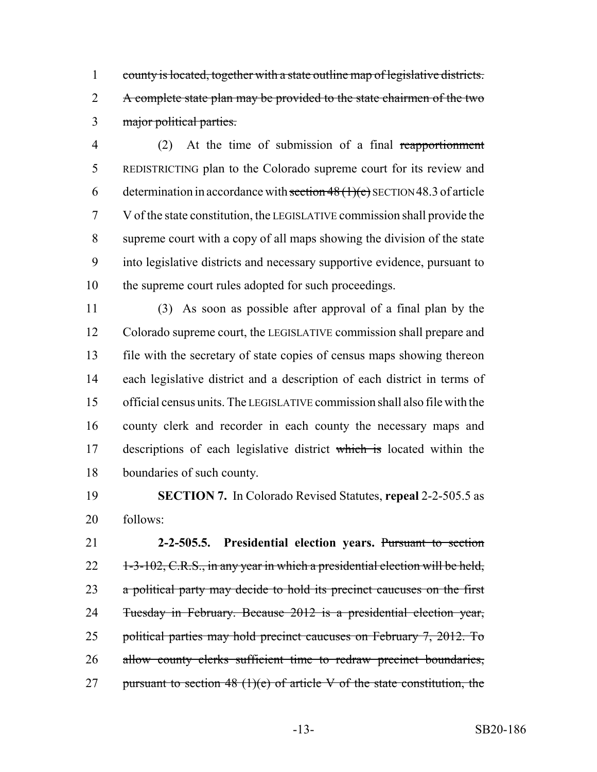county is located, together with a state outline map of legislative districts. A complete state plan may be provided to the state chairmen of the two major political parties.

(2) At the time of submission of a final reapportionment REDISTRICTING plan to the Colorado supreme court for its review and determination in accordance with section 48 (1)(e) SECTION 48.3 of article V of the state constitution, the LEGISLATIVE commission shall provide the supreme court with a copy of all maps showing the division of the state into legislative districts and necessary supportive evidence, pursuant to the supreme court rules adopted for such proceedings.

(3) As soon as possible after approval of a final plan by the Colorado supreme court, the LEGISLATIVE commission shall prepare and file with the secretary of state copies of census maps showing thereon each legislative district and a description of each district in terms of official census units. The LEGISLATIVE commission shall also file with the county clerk and recorder in each county the necessary maps and descriptions of each legislative district which is located within the boundaries of such county.

**SECTION 7.** In Colorado Revised Statutes, **repeal** 2-2-505.5 as follows:

**2-2-505.5. Presidential election years.** Pursuant to section 1-3-102, C.R.S., in any year in which a presidential election will be held, a political party may decide to hold its precinct caucuses on the first Tuesday in February. Because 2012 is a presidential election year, political parties may hold precinct caucuses on February 7, 2012. To allow county clerks sufficient time to redraw precinct boundaries, pursuant to section 48 (1)(e) of article V of the state constitution, the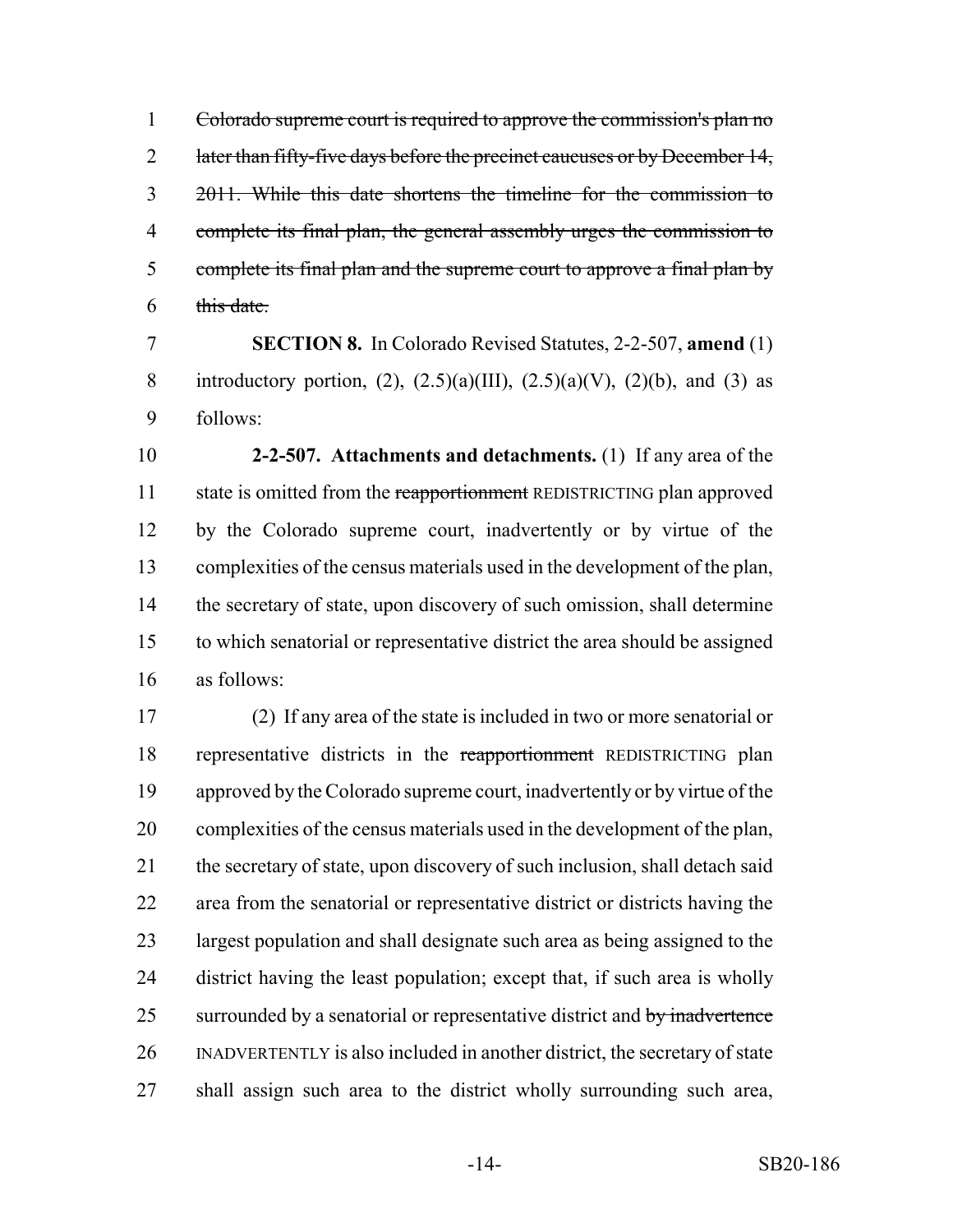~~Colorado supreme court is required to approve the commission's plan no later than fifty-five days before the precinct caucuses or by December 14, 2011. While this date shortens the timeline for the commission to complete its final plan, the general assembly urges the commission to complete its final plan and the supreme court to approve a final plan by this date.~~

**SECTION 8.** In Colorado Revised Statutes, 2-2-507, **amend** (1) introductory portion, (2), (2.5)(a)(III), (2.5)(a)(V), (2)(b), and (3) as follows:

**2-2-507. Attachments and detachments.** (1) If any area of the state is omitted from the ~~reapportionment~~ REDISTRICTING plan approved by the Colorado supreme court, inadvertently or by virtue of the complexities of the census materials used in the development of the plan, the secretary of state, upon discovery of such omission, shall determine to which senatorial or representative district the area should be assigned as follows:

(2) If any area of the state is included in two or more senatorial or representative districts in the ~~reapportionment~~ REDISTRICTING plan approved by the Colorado supreme court, inadvertently or by virtue of the complexities of the census materials used in the development of the plan, the secretary of state, upon discovery of such inclusion, shall detach said area from the senatorial or representative district or districts having the largest population and shall designate such area as being assigned to the district having the least population; except that, if such area is wholly surrounded by a senatorial or representative district and ~~by inadvertence~~ INADVERTENTLY is also included in another district, the secretary of state shall assign such area to the district wholly surrounding such area,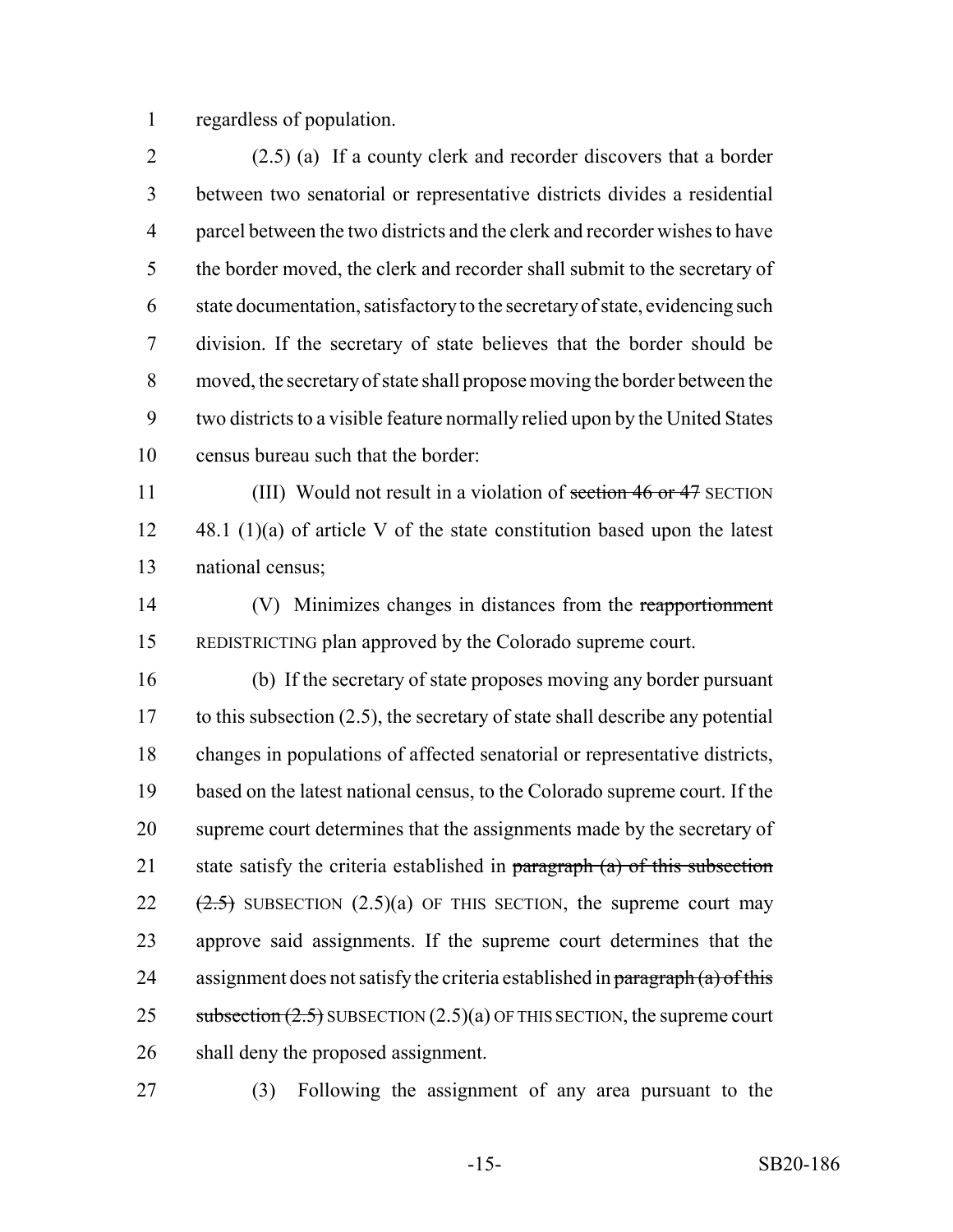regardless of population.

(2.5) (a) If a county clerk and recorder discovers that a border between two senatorial or representative districts divides a residential parcel between the two districts and the clerk and recorder wishes to have the border moved, the clerk and recorder shall submit to the secretary of state documentation, satisfactory to the secretary of state, evidencing such division. If the secretary of state believes that the border should be moved, the secretary of state shall propose moving the border between the two districts to a visible feature normally relied upon by the United States census bureau such that the border:

(III) Would not result in a violation of ~~section 46 or 47~~ SECTION 48.1 (1)(a) of article V of the state constitution based upon the latest national census;

(V) Minimizes changes in distances from the ~~reapportionment~~ REDISTRICTING plan approved by the Colorado supreme court.

(b) If the secretary of state proposes moving any border pursuant to this subsection (2.5), the secretary of state shall describe any potential changes in populations of affected senatorial or representative districts, based on the latest national census, to the Colorado supreme court. If the supreme court determines that the assignments made by the secretary of state satisfy the criteria established in ~~paragraph (a) of this subsection (2.5)~~ SUBSECTION (2.5)(a) OF THIS SECTION, the supreme court may approve said assignments. If the supreme court determines that the assignment does not satisfy the criteria established in ~~paragraph (a) of this subsection (2.5)~~ SUBSECTION (2.5)(a) OF THIS SECTION, the supreme court shall deny the proposed assignment.

(3) Following the assignment of any area pursuant to the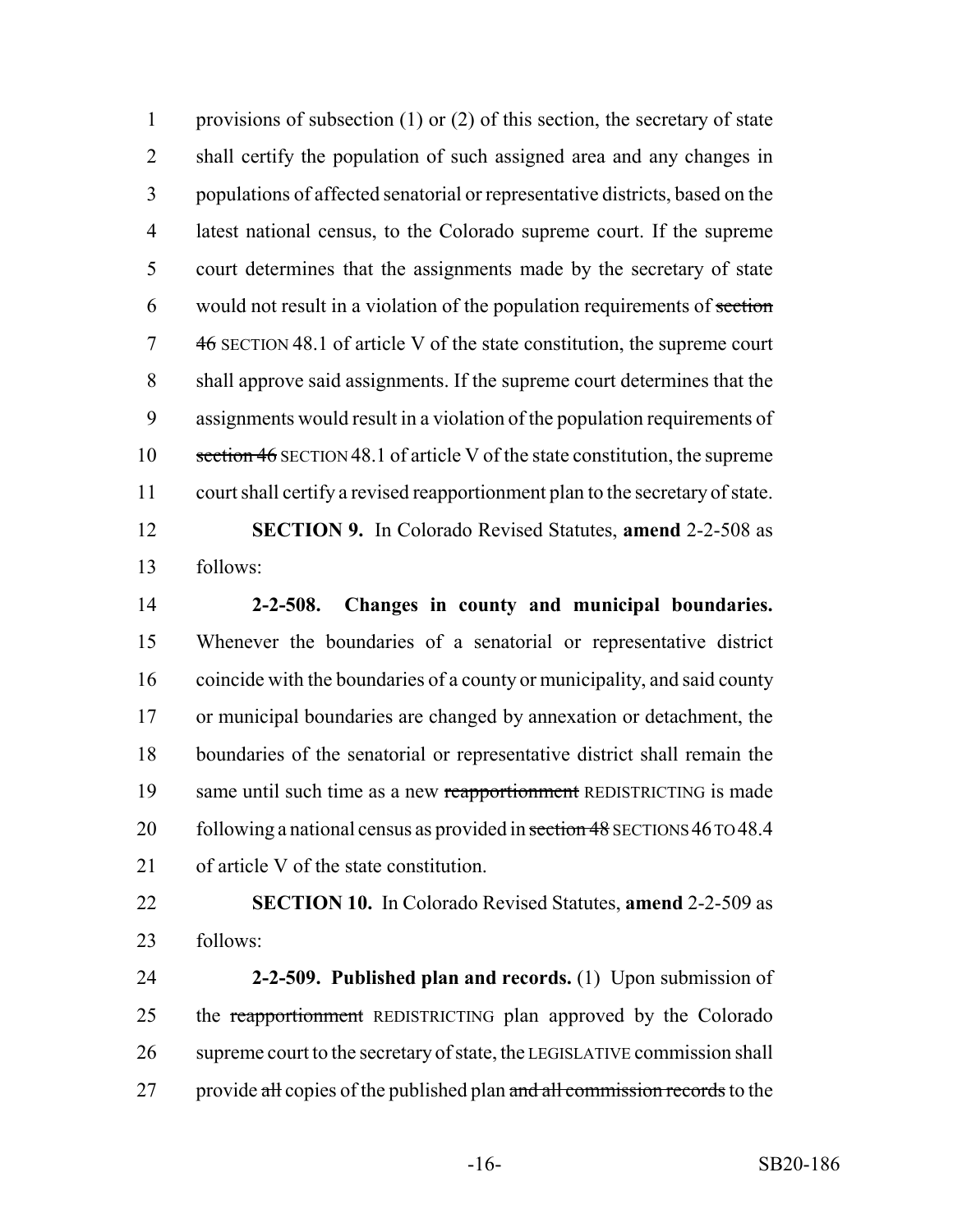provisions of subsection (1) or (2) of this section, the secretary of state shall certify the population of such assigned area and any changes in populations of affected senatorial or representative districts, based on the latest national census, to the Colorado supreme court. If the supreme court determines that the assignments made by the secretary of state would not result in a violation of the population requirements of ~~section 46~~ SECTION 48.1 of article V of the state constitution, the supreme court shall approve said assignments. If the supreme court determines that the assignments would result in a violation of the population requirements of ~~section 46~~ SECTION 48.1 of article V of the state constitution, the supreme court shall certify a revised reapportionment plan to the secretary of state.

**SECTION 9.** In Colorado Revised Statutes, **amend** 2-2-508 as follows:

**2-2-508. Changes in county and municipal boundaries.** Whenever the boundaries of a senatorial or representative district coincide with the boundaries of a county or municipality, and said county or municipal boundaries are changed by annexation or detachment, the boundaries of the senatorial or representative district shall remain the same until such time as a new ~~reapportionment~~ REDISTRICTING is made following a national census as provided in ~~section 48~~ SECTIONS 46 TO 48.4 of article V of the state constitution.

**SECTION 10.** In Colorado Revised Statutes, **amend** 2-2-509 as follows:

**2-2-509. Published plan and records.** (1) Upon submission of the ~~reapportionment~~ REDISTRICTING plan approved by the Colorado supreme court to the secretary of state, the LEGISLATIVE commission shall provide ~~all~~ copies of the published plan ~~and all commission records~~ to the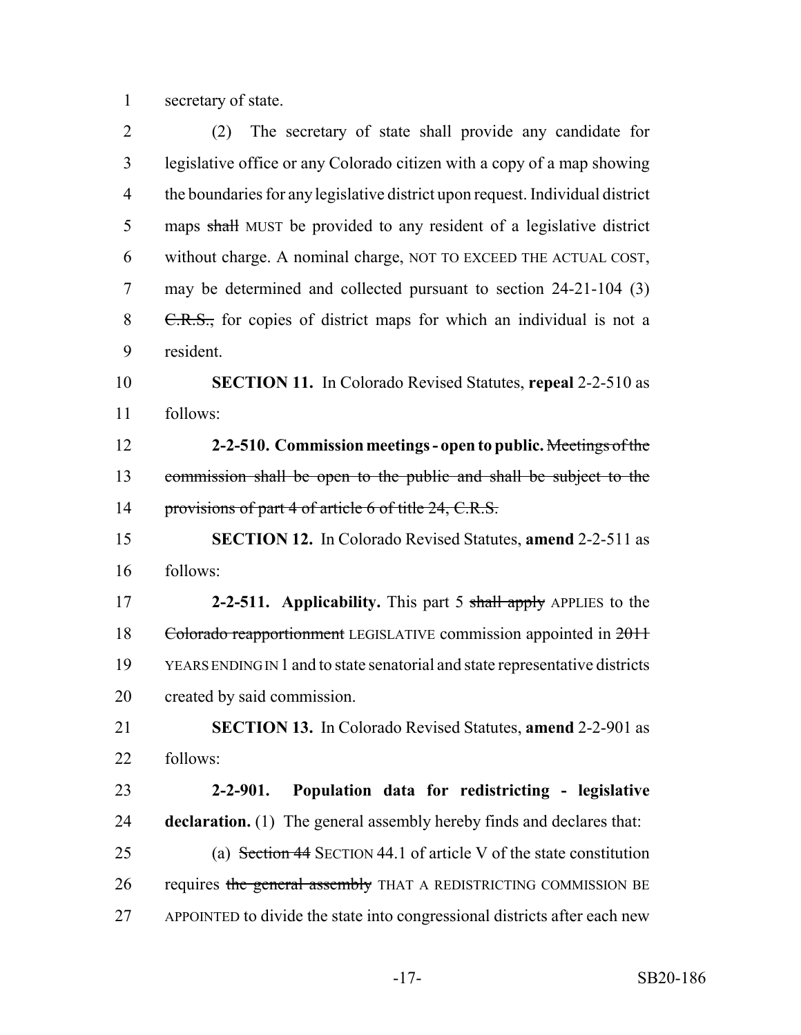secretary of state.

(2) The secretary of state shall provide any candidate for legislative office or any Colorado citizen with a copy of a map showing the boundaries for any legislative district upon request. Individual district maps ~~shall~~ MUST be provided to any resident of a legislative district without charge. A nominal charge, NOT TO EXCEED THE ACTUAL COST, may be determined and collected pursuant to section 24-21-104 (3) ~~C.R.S.,~~ for copies of district maps for which an individual is not a resident.

**SECTION 11.** In Colorado Revised Statutes, **repeal** 2-2-510 as follows:

**2-2-510. Commission meetings - open to public.** ~~Meetings of the commission shall be open to the public and shall be subject to the provisions of part 4 of article 6 of title 24, C.R.S.~~

**SECTION 12.** In Colorado Revised Statutes, **amend** 2-2-511 as follows:

**2-2-511. Applicability.** This part 5 ~~shall apply~~ APPLIES to the ~~Colorado reapportionment~~ LEGISLATIVE commission appointed in ~~2011~~ YEARS ENDING IN 1 and to state senatorial and state representative districts created by said commission.

**SECTION 13.** In Colorado Revised Statutes, **amend** 2-2-901 as follows:

**2-2-901. Population data for redistricting - legislative declaration.** (1) The general assembly hereby finds and declares that:

(a) ~~Section 44~~ SECTION 44.1 of article V of the state constitution requires ~~the general assembly~~ THAT A REDISTRICTING COMMISSION BE APPOINTED to divide the state into congressional districts after each new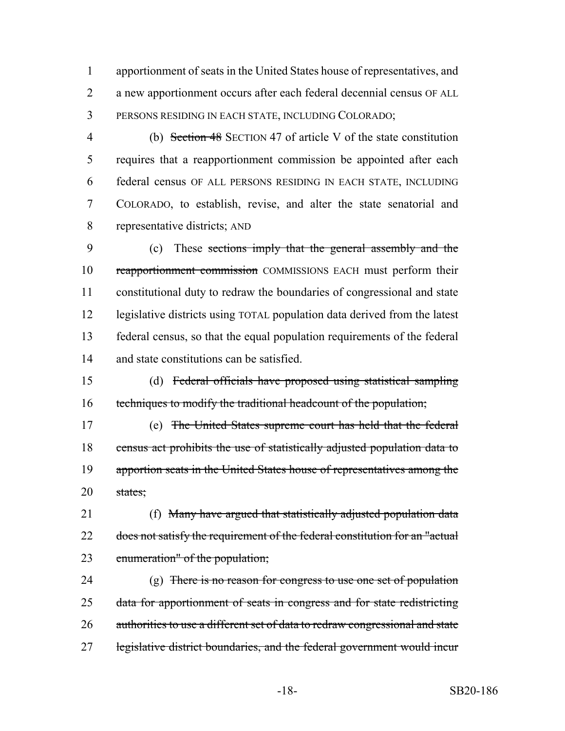apportionment of seats in the United States house of representatives, and a new apportionment occurs after each federal decennial census OF ALL PERSONS RESIDING IN EACH STATE, INCLUDING COLORADO;

(b) ~~Section 48~~ SECTION 47 of article V of the state constitution requires that a reapportionment commission be appointed after each federal census OF ALL PERSONS RESIDING IN EACH STATE, INCLUDING COLORADO, to establish, revise, and alter the state senatorial and representative districts; AND

(c) These ~~sections imply that the general assembly and the reapportionment commission~~ COMMISSIONS EACH must perform their constitutional duty to redraw the boundaries of congressional and state legislative districts using TOTAL population data derived from the latest federal census, so that the equal population requirements of the federal and state constitutions can be satisfied.

(d) ~~Federal officials have proposed using statistical sampling techniques to modify the traditional headcount of the population;~~

(e) ~~The United States supreme court has held that the federal census act prohibits the use of statistically adjusted population data to apportion seats in the United States house of representatives among the states;~~

(f) ~~Many have argued that statistically adjusted population data does not satisfy the requirement of the federal constitution for an "actual enumeration" of the population;~~

(g) ~~There is no reason for congress to use one set of population data for apportionment of seats in congress and for state redistricting authorities to use a different set of data to redraw congressional and state legislative district boundaries, and the federal government would incur~~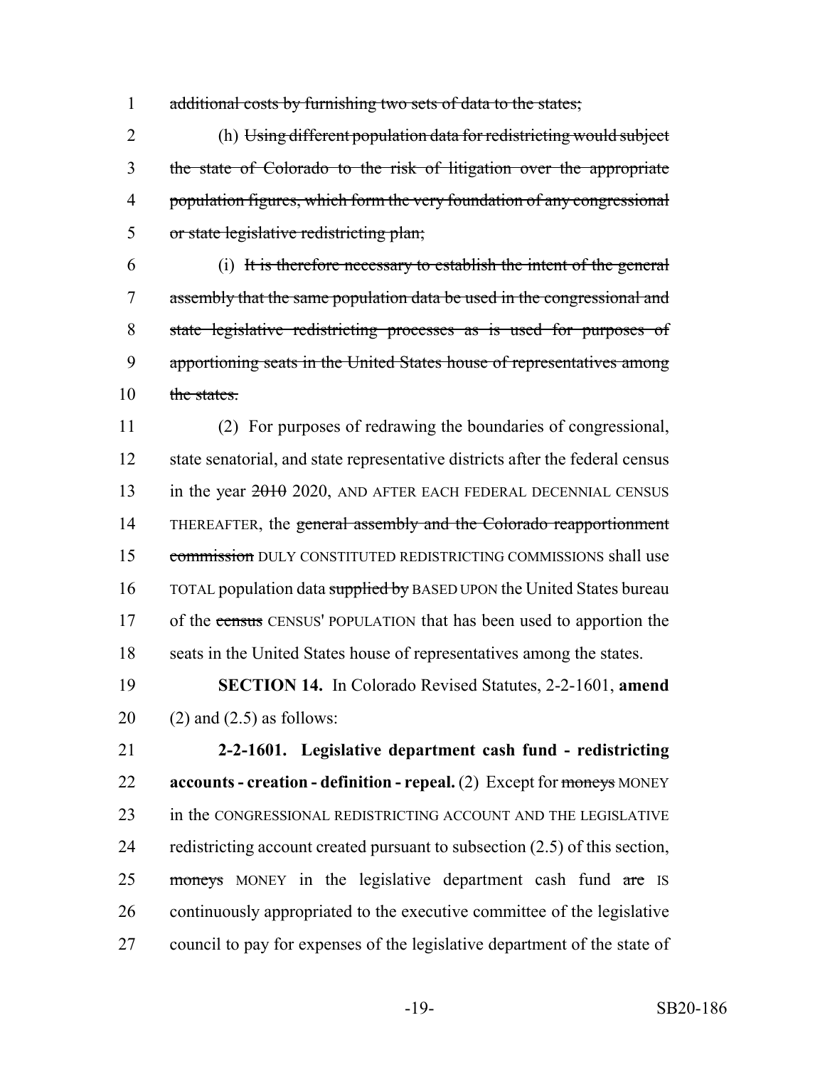additional costs by furnishing two sets of data to the states;

(h) ~~Using different population data for redistricting would subject the state of Colorado to the risk of litigation over the appropriate population figures, which form the very foundation of any congressional or state legislative redistricting plan;~~

(i) ~~It is therefore necessary to establish the intent of the general assembly that the same population data be used in the congressional and state legislative redistricting processes as is used for purposes of apportioning seats in the United States house of representatives among the states.~~

(2) For purposes of redrawing the boundaries of congressional, state senatorial, and state representative districts after the federal census in the year ~~2010~~ 2020, AND AFTER EACH FEDERAL DECENNIAL CENSUS THEREAFTER, the ~~general assembly and the Colorado reapportionment commission~~ DULY CONSTITUTED REDISTRICTING COMMISSIONS shall use TOTAL population data ~~supplied by~~ BASED UPON the United States bureau of the ~~census~~ CENSUS' POPULATION that has been used to apportion the seats in the United States house of representatives among the states.

**SECTION 14.** In Colorado Revised Statutes, 2-2-1601, **amend** (2) and (2.5) as follows:

**2-2-1601. Legislative department cash fund - redistricting accounts - creation - definition - repeal.** (2) Except for ~~moneys~~ MONEY in the CONGRESSIONAL REDISTRICTING ACCOUNT AND THE LEGISLATIVE redistricting account created pursuant to subsection (2.5) of this section, ~~moneys~~ MONEY in the legislative department cash fund ~~are~~ IS continuously appropriated to the executive committee of the legislative council to pay for expenses of the legislative department of the state of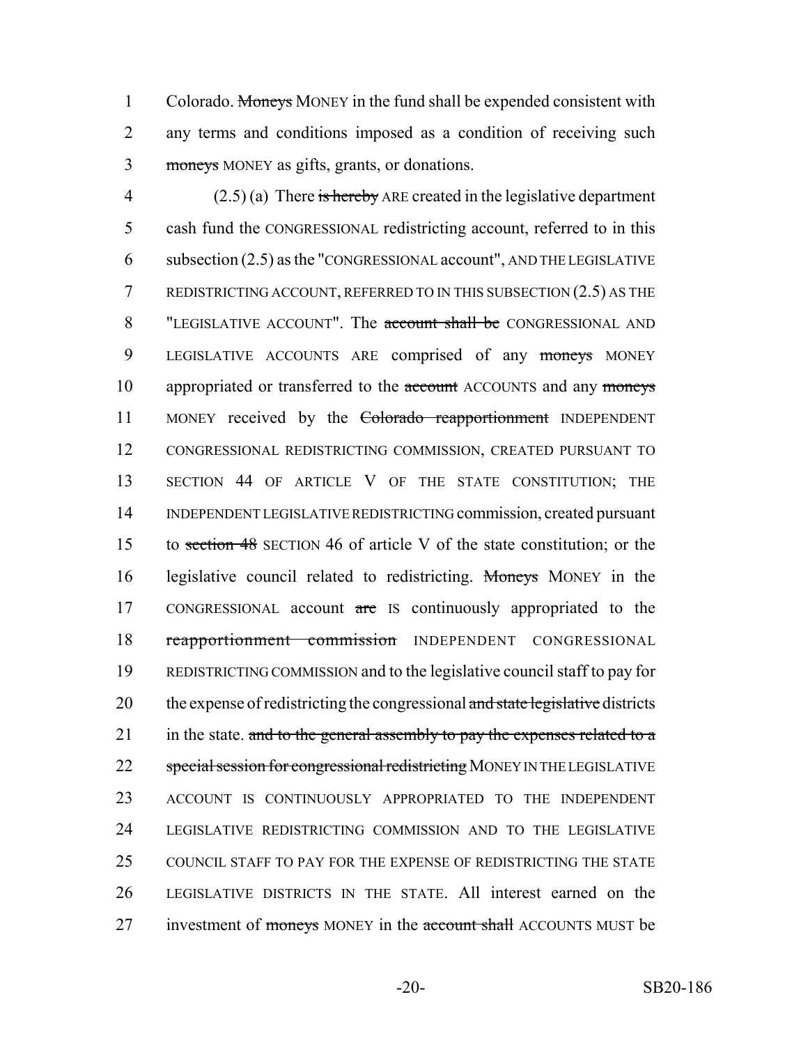Colorado. ~~Moneys~~ MONEY in the fund shall be expended consistent with any terms and conditions imposed as a condition of receiving such ~~moneys~~ MONEY as gifts, grants, or donations.

(2.5) (a) There ~~is hereby~~ ARE created in the legislative department cash fund the CONGRESSIONAL redistricting account, referred to in this subsection (2.5) as the "CONGRESSIONAL account", AND THE LEGISLATIVE REDISTRICTING ACCOUNT, REFERRED TO IN THIS SUBSECTION (2.5) AS THE "LEGISLATIVE ACCOUNT". The ~~account shall be~~ CONGRESSIONAL AND LEGISLATIVE ACCOUNTS ARE comprised of any ~~moneys~~ MONEY appropriated or transferred to the ~~account~~ ACCOUNTS and any ~~moneys~~ MONEY received by the ~~Colorado reapportionment~~ INDEPENDENT CONGRESSIONAL REDISTRICTING COMMISSION, CREATED PURSUANT TO SECTION 44 OF ARTICLE V OF THE STATE CONSTITUTION; THE INDEPENDENT LEGISLATIVE REDISTRICTING commission, created pursuant to ~~section 48~~ SECTION 46 of article V of the state constitution; or the legislative council related to redistricting. ~~Moneys~~ MONEY in the CONGRESSIONAL account ~~are~~ IS continuously appropriated to the ~~reapportionment commission~~ INDEPENDENT CONGRESSIONAL REDISTRICTING COMMISSION and to the legislative council staff to pay for the expense of redistricting the congressional ~~and state legislative~~ districts in the state. ~~and to the general assembly to pay the expenses related to a special session for congressional redistricting~~ MONEY IN THE LEGISLATIVE ACCOUNT IS CONTINUOUSLY APPROPRIATED TO THE INDEPENDENT LEGISLATIVE REDISTRICTING COMMISSION AND TO THE LEGISLATIVE COUNCIL STAFF TO PAY FOR THE EXPENSE OF REDISTRICTING THE STATE LEGISLATIVE DISTRICTS IN THE STATE. All interest earned on the investment of ~~moneys~~ MONEY in the ~~account shall~~ ACCOUNTS MUST be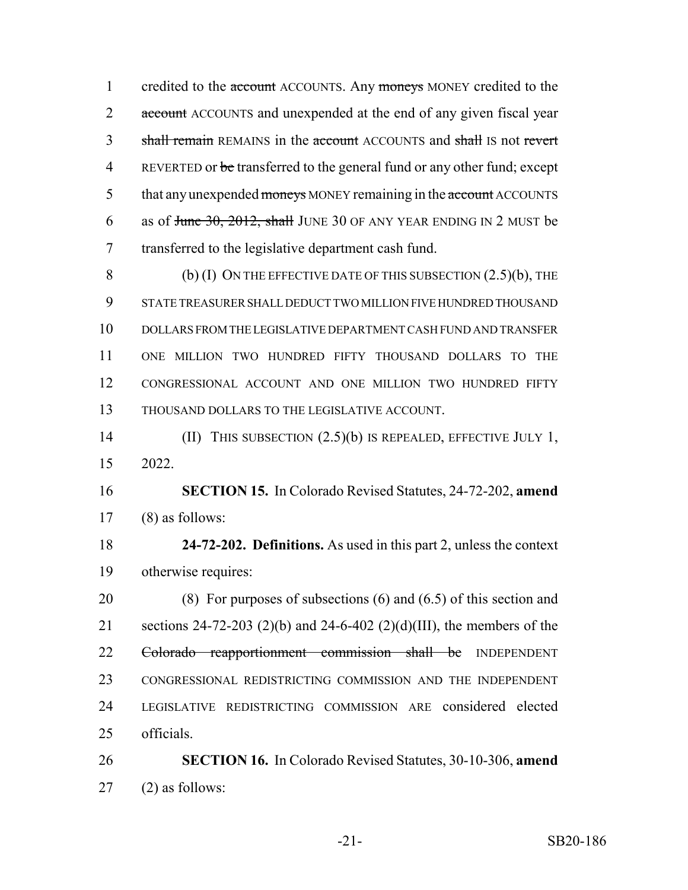1 credited to the ~~account~~ ACCOUNTS. Any ~~moneys~~ MONEY credited to the
2 ~~account~~ ACCOUNTS and unexpended at the end of any given fiscal year
3 ~~shall remain~~ REMAINS in the ~~account~~ ACCOUNTS and ~~shall~~ IS not ~~revert~~
4 REVERTED or ~~be~~ transferred to the general fund or any other fund; except
5 that any unexpended ~~moneys~~ MONEY remaining in the ~~account~~ ACCOUNTS
6 as of ~~June 30, 2012, shall~~ JUNE 30 OF ANY YEAR ENDING IN 2 MUST be
7 transferred to the legislative department cash fund.

8 (b) (I) ON THE EFFECTIVE DATE OF THIS SUBSECTION (2.5)(b), THE
9 STATE TREASURER SHALL DEDUCT TWO MILLION FIVE HUNDRED THOUSAND
10 DOLLARS FROM THE LEGISLATIVE DEPARTMENT CASH FUND AND TRANSFER
11 ONE MILLION TWO HUNDRED FIFTY THOUSAND DOLLARS TO THE
12 CONGRESSIONAL ACCOUNT AND ONE MILLION TWO HUNDRED FIFTY
13 THOUSAND DOLLARS TO THE LEGISLATIVE ACCOUNT.

14 (II) THIS SUBSECTION (2.5)(b) IS REPEALED, EFFECTIVE JULY 1,
15 2022.

16 **SECTION 15.** In Colorado Revised Statutes, 24-72-202, **amend**
17 (8) as follows:

18 **24-72-202. Definitions.** As used in this part 2, unless the context
19 otherwise requires:

20 (8) For purposes of subsections (6) and (6.5) of this section and
21 sections 24-72-203 (2)(b) and 24-6-402 (2)(d)(III), the members of the
22 ~~Colorado reapportionment commission shall be~~ INDEPENDENT
23 CONGRESSIONAL REDISTRICTING COMMISSION AND THE INDEPENDENT
24 LEGISLATIVE REDISTRICTING COMMISSION ARE considered elected
25 officials.

26 **SECTION 16.** In Colorado Revised Statutes, 30-10-306, **amend**
27 (2) as follows: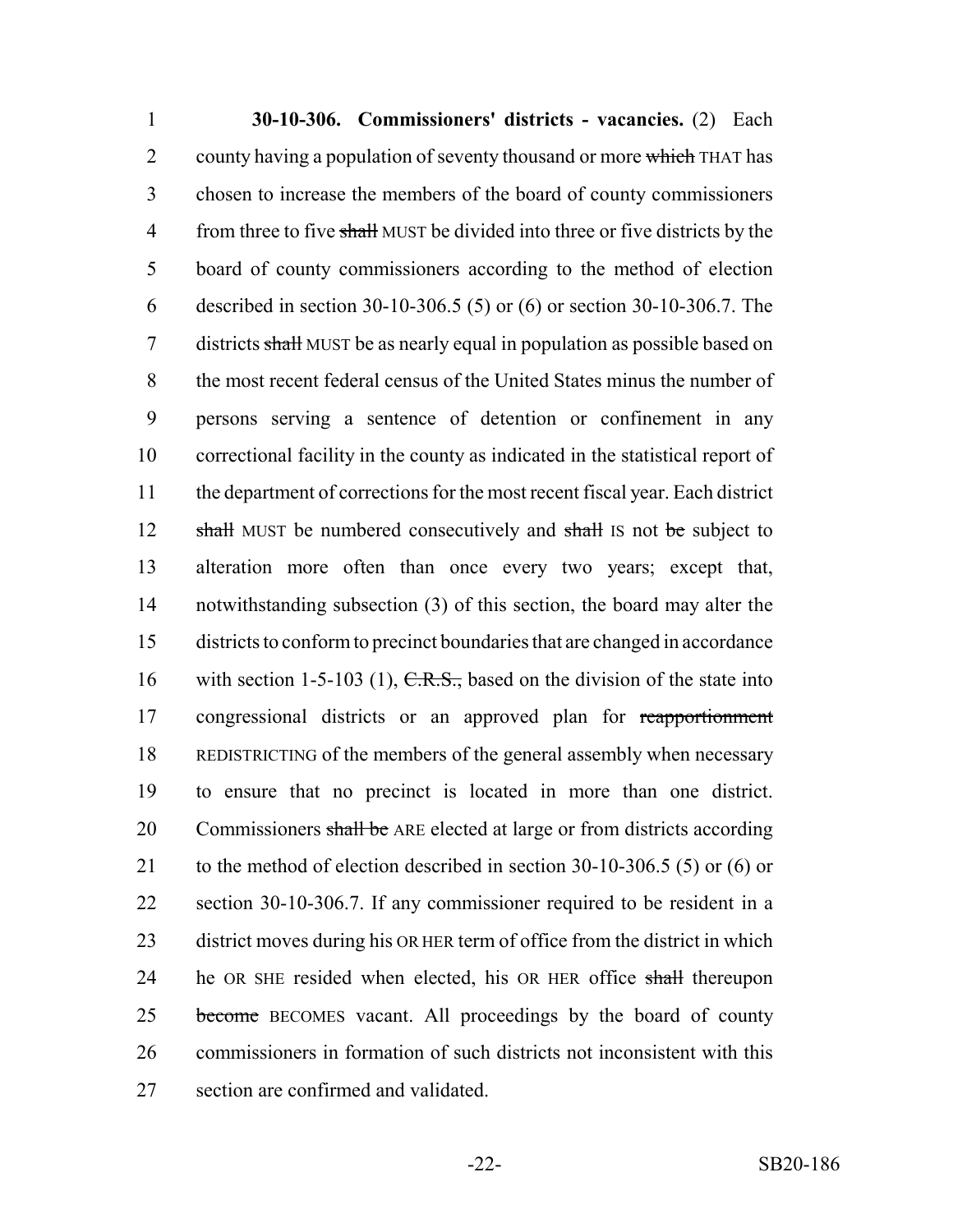**30-10-306. Commissioners' districts - vacancies.** (2) Each county having a population of seventy thousand or more ~~which~~ THAT has chosen to increase the members of the board of county commissioners from three to five ~~shall~~ MUST be divided into three or five districts by the board of county commissioners according to the method of election described in section 30-10-306.5 (5) or (6) or section 30-10-306.7. The districts ~~shall~~ MUST be as nearly equal in population as possible based on the most recent federal census of the United States minus the number of persons serving a sentence of detention or confinement in any correctional facility in the county as indicated in the statistical report of the department of corrections for the most recent fiscal year. Each district ~~shall~~ MUST be numbered consecutively and ~~shall~~ IS not ~~be~~ subject to alteration more often than once every two years; except that, notwithstanding subsection (3) of this section, the board may alter the districts to conform to precinct boundaries that are changed in accordance with section 1-5-103 (1), ~~C.R.S.,~~ based on the division of the state into congressional districts or an approved plan for ~~reapportionment~~ REDISTRICTING of the members of the general assembly when necessary to ensure that no precinct is located in more than one district. Commissioners ~~shall be~~ ARE elected at large or from districts according to the method of election described in section 30-10-306.5 (5) or (6) or section 30-10-306.7. If any commissioner required to be resident in a district moves during his OR HER term of office from the district in which he OR SHE resided when elected, his OR HER office ~~shall~~ thereupon ~~become~~ BECOMES vacant. All proceedings by the board of county commissioners in formation of such districts not inconsistent with this section are confirmed and validated.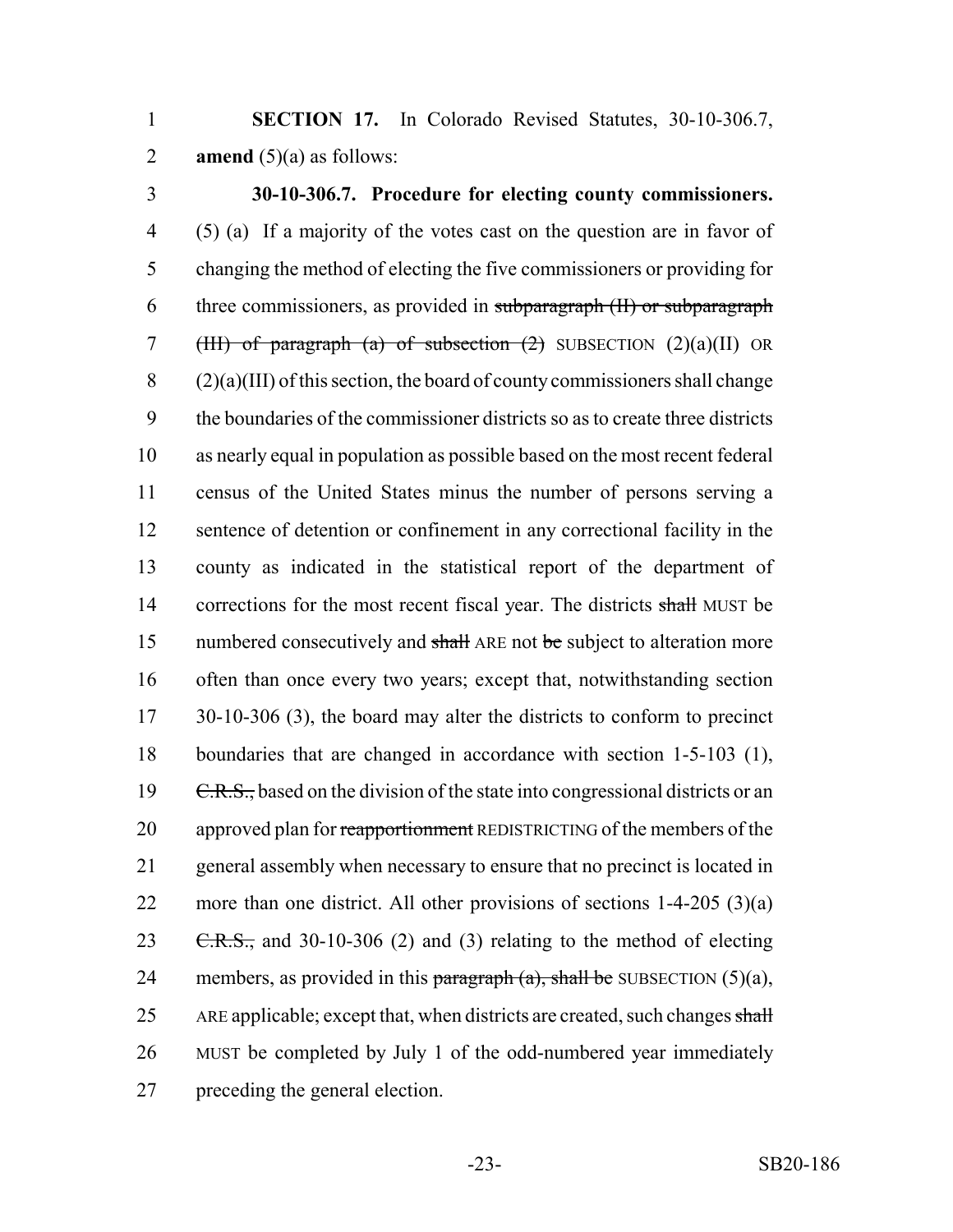**SECTION 17.** In Colorado Revised Statutes, 30-10-306.7, **amend** (5)(a) as follows:

**30-10-306.7. Procedure for electing county commissioners.** (5) (a) If a majority of the votes cast on the question are in favor of changing the method of electing the five commissioners or providing for three commissioners, as provided in ~~subparagraph (II) or subparagraph (III) of paragraph (a) of subsection (2)~~ SUBSECTION (2)(a)(II) OR (2)(a)(III) of this section, the board of county commissioners shall change the boundaries of the commissioner districts so as to create three districts as nearly equal in population as possible based on the most recent federal census of the United States minus the number of persons serving a sentence of detention or confinement in any correctional facility in the county as indicated in the statistical report of the department of corrections for the most recent fiscal year. The districts ~~shall~~ MUST be numbered consecutively and ~~shall~~ ARE not ~~be~~ subject to alteration more often than once every two years; except that, notwithstanding section 30-10-306 (3), the board may alter the districts to conform to precinct boundaries that are changed in accordance with section 1-5-103 (1), ~~C.R.S.,~~ based on the division of the state into congressional districts or an approved plan for ~~reapportionment~~ REDISTRICTING of the members of the general assembly when necessary to ensure that no precinct is located in more than one district. All other provisions of sections 1-4-205 (3)(a) ~~C.R.S.,~~ and 30-10-306 (2) and (3) relating to the method of electing members, as provided in this ~~paragraph (a), shall be~~ SUBSECTION (5)(a), ARE applicable; except that, when districts are created, such changes ~~shall~~ MUST be completed by July 1 of the odd-numbered year immediately preceding the general election.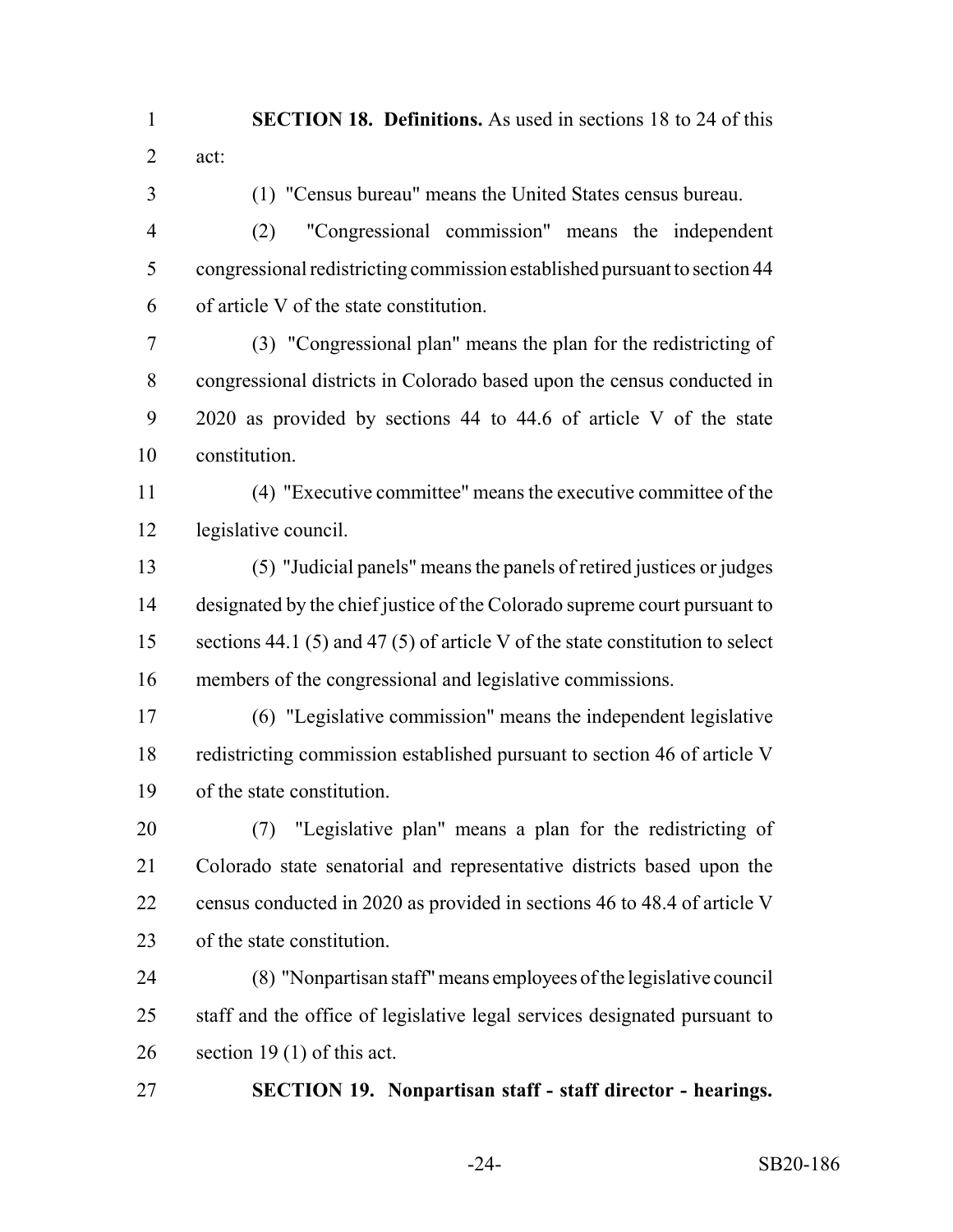**SECTION 18. Definitions.** As used in sections 18 to 24 of this act:

(1) "Census bureau" means the United States census bureau.

(2) "Congressional commission" means the independent congressional redistricting commission established pursuant to section 44 of article V of the state constitution.

(3) "Congressional plan" means the plan for the redistricting of congressional districts in Colorado based upon the census conducted in 2020 as provided by sections 44 to 44.6 of article V of the state constitution.

(4) "Executive committee" means the executive committee of the legislative council.

(5) "Judicial panels" means the panels of retired justices or judges designated by the chief justice of the Colorado supreme court pursuant to sections 44.1 (5) and 47 (5) of article V of the state constitution to select members of the congressional and legislative commissions.

(6) "Legislative commission" means the independent legislative redistricting commission established pursuant to section 46 of article V of the state constitution.

(7) "Legislative plan" means a plan for the redistricting of Colorado state senatorial and representative districts based upon the census conducted in 2020 as provided in sections 46 to 48.4 of article V of the state constitution.

(8) "Nonpartisan staff" means employees of the legislative council staff and the office of legislative legal services designated pursuant to section 19 (1) of this act.

**SECTION 19. Nonpartisan staff - staff director - hearings.**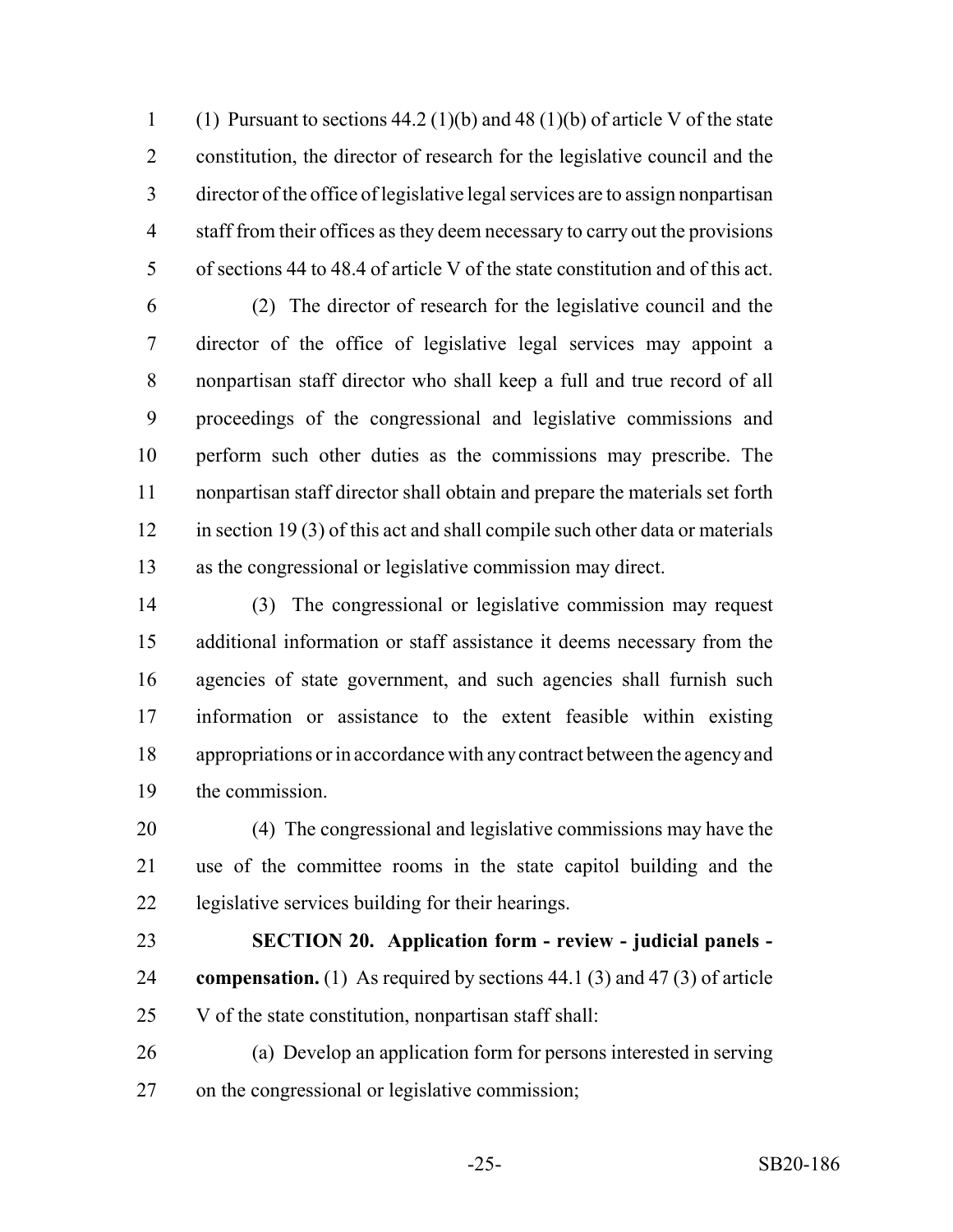(1) Pursuant to sections 44.2 (1)(b) and 48 (1)(b) of article V of the state constitution, the director of research for the legislative council and the director of the office of legislative legal services are to assign nonpartisan staff from their offices as they deem necessary to carry out the provisions of sections 44 to 48.4 of article V of the state constitution and of this act.

(2) The director of research for the legislative council and the director of the office of legislative legal services may appoint a nonpartisan staff director who shall keep a full and true record of all proceedings of the congressional and legislative commissions and perform such other duties as the commissions may prescribe. The nonpartisan staff director shall obtain and prepare the materials set forth in section 19 (3) of this act and shall compile such other data or materials as the congressional or legislative commission may direct.

(3) The congressional or legislative commission may request additional information or staff assistance it deems necessary from the agencies of state government, and such agencies shall furnish such information or assistance to the extent feasible within existing appropriations or in accordance with any contract between the agency and the commission.

(4) The congressional and legislative commissions may have the use of the committee rooms in the state capitol building and the legislative services building for their hearings.

**SECTION 20. Application form - review - judicial panels - compensation.** (1) As required by sections 44.1 (3) and 47 (3) of article V of the state constitution, nonpartisan staff shall:

(a) Develop an application form for persons interested in serving on the congressional or legislative commission;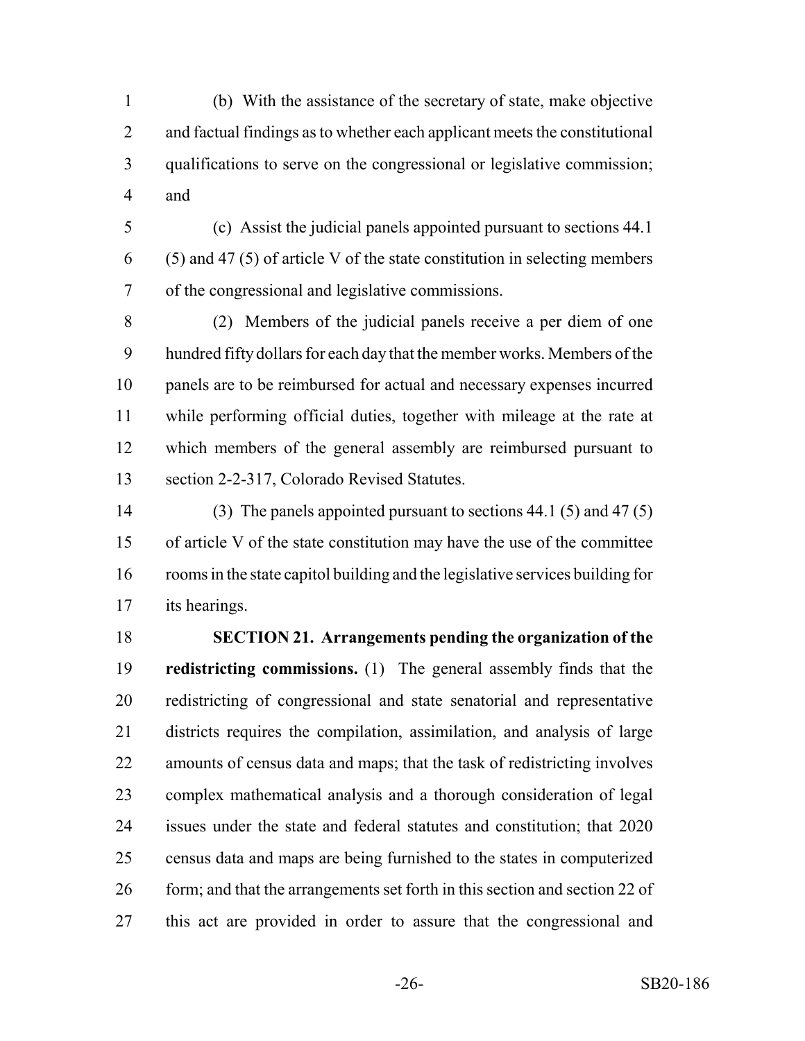(b) With the assistance of the secretary of state, make objective and factual findings as to whether each applicant meets the constitutional qualifications to serve on the congressional or legislative commission; and

(c) Assist the judicial panels appointed pursuant to sections 44.1 (5) and 47 (5) of article V of the state constitution in selecting members of the congressional and legislative commissions.

(2) Members of the judicial panels receive a per diem of one hundred fifty dollars for each day that the member works. Members of the panels are to be reimbursed for actual and necessary expenses incurred while performing official duties, together with mileage at the rate at which members of the general assembly are reimbursed pursuant to section 2-2-317, Colorado Revised Statutes.

(3) The panels appointed pursuant to sections 44.1 (5) and 47 (5) of article V of the state constitution may have the use of the committee rooms in the state capitol building and the legislative services building for its hearings.

**SECTION 21. Arrangements pending the organization of the redistricting commissions.** (1) The general assembly finds that the redistricting of congressional and state senatorial and representative districts requires the compilation, assimilation, and analysis of large amounts of census data and maps; that the task of redistricting involves complex mathematical analysis and a thorough consideration of legal issues under the state and federal statutes and constitution; that 2020 census data and maps are being furnished to the states in computerized form; and that the arrangements set forth in this section and section 22 of this act are provided in order to assure that the congressional and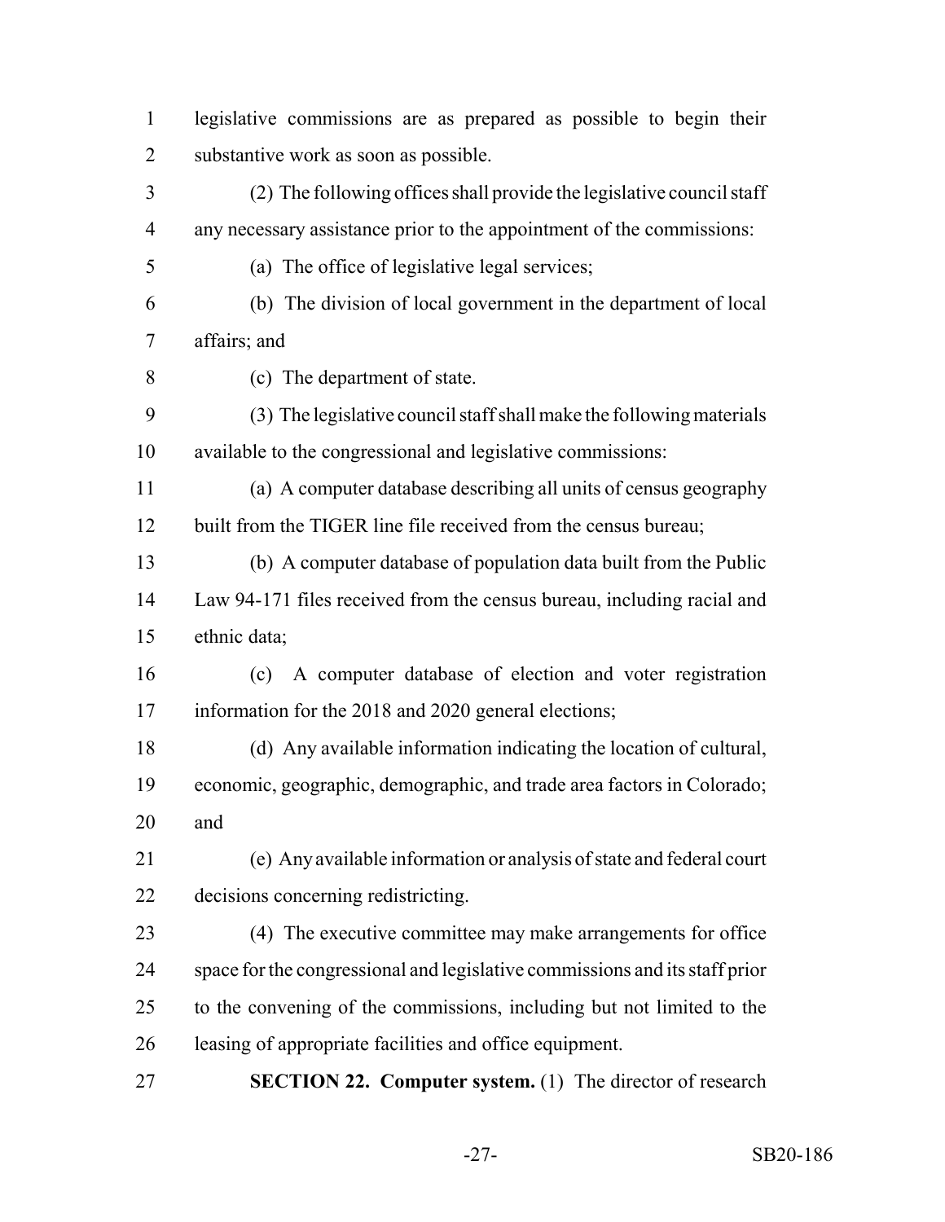legislative commissions are as prepared as possible to begin their substantive work as soon as possible.

(2) The following offices shall provide the legislative council staff any necessary assistance prior to the appointment of the commissions:

(a) The office of legislative legal services;

(b) The division of local government in the department of local affairs; and

(c) The department of state.

(3) The legislative council staff shall make the following materials available to the congressional and legislative commissions:

(a) A computer database describing all units of census geography built from the TIGER line file received from the census bureau;

(b) A computer database of population data built from the Public Law 94-171 files received from the census bureau, including racial and ethnic data;

(c) A computer database of election and voter registration information for the 2018 and 2020 general elections;

(d) Any available information indicating the location of cultural, economic, geographic, demographic, and trade area factors in Colorado; and

(e) Any available information or analysis of state and federal court decisions concerning redistricting.

(4) The executive committee may make arrangements for office space for the congressional and legislative commissions and its staff prior to the convening of the commissions, including but not limited to the leasing of appropriate facilities and office equipment.

**SECTION 22. Computer system.** (1) The director of research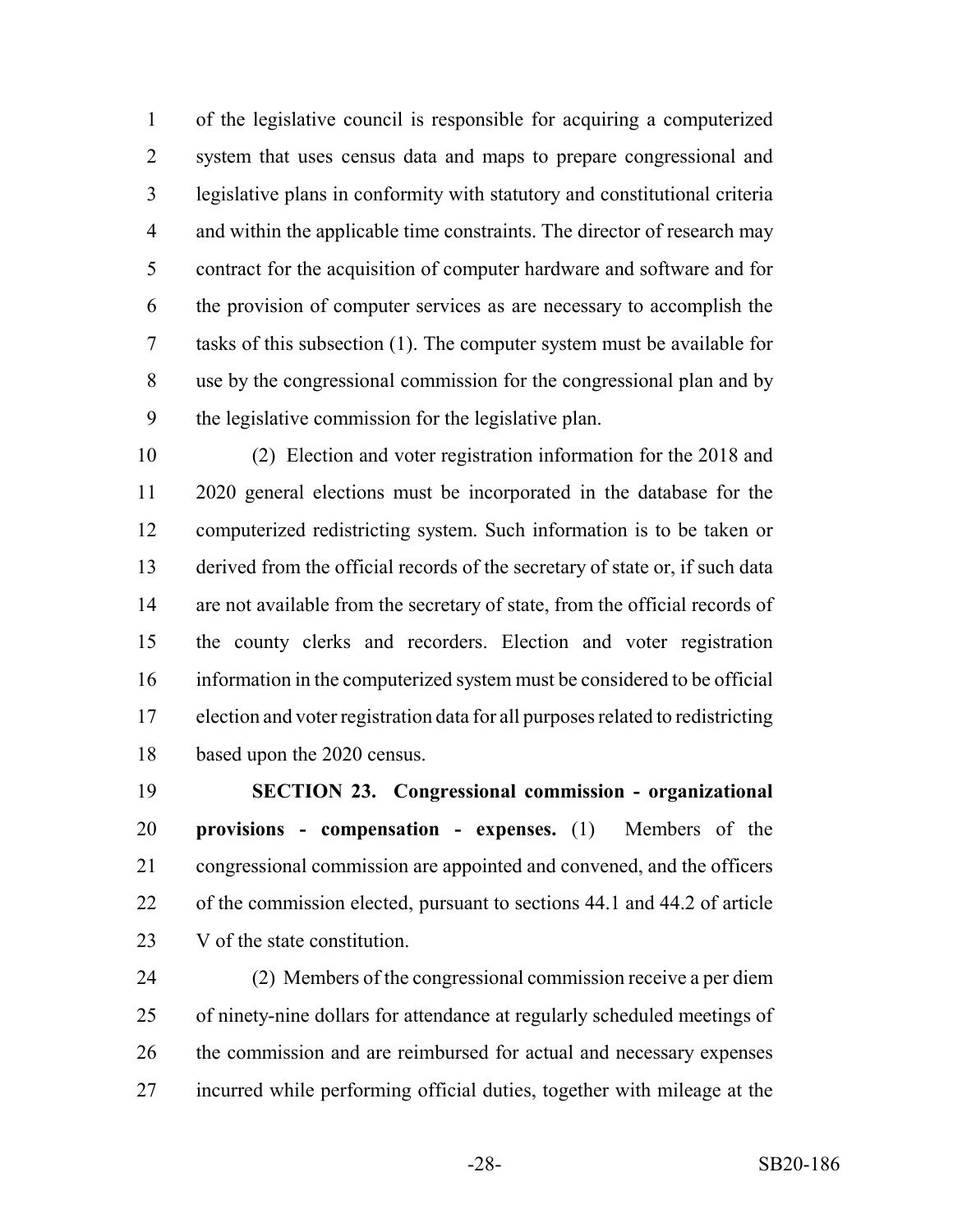of the legislative council is responsible for acquiring a computerized system that uses census data and maps to prepare congressional and legislative plans in conformity with statutory and constitutional criteria and within the applicable time constraints. The director of research may contract for the acquisition of computer hardware and software and for the provision of computer services as are necessary to accomplish the tasks of this subsection (1). The computer system must be available for use by the congressional commission for the congressional plan and by the legislative commission for the legislative plan.

(2) Election and voter registration information for the 2018 and 2020 general elections must be incorporated in the database for the computerized redistricting system. Such information is to be taken or derived from the official records of the secretary of state or, if such data are not available from the secretary of state, from the official records of the county clerks and recorders. Election and voter registration information in the computerized system must be considered to be official election and voter registration data for all purposes related to redistricting based upon the 2020 census.

**SECTION 23. Congressional commission - organizational provisions - compensation - expenses.** (1) Members of the congressional commission are appointed and convened, and the officers of the commission elected, pursuant to sections 44.1 and 44.2 of article V of the state constitution.

(2) Members of the congressional commission receive a per diem of ninety-nine dollars for attendance at regularly scheduled meetings of the commission and are reimbursed for actual and necessary expenses incurred while performing official duties, together with mileage at the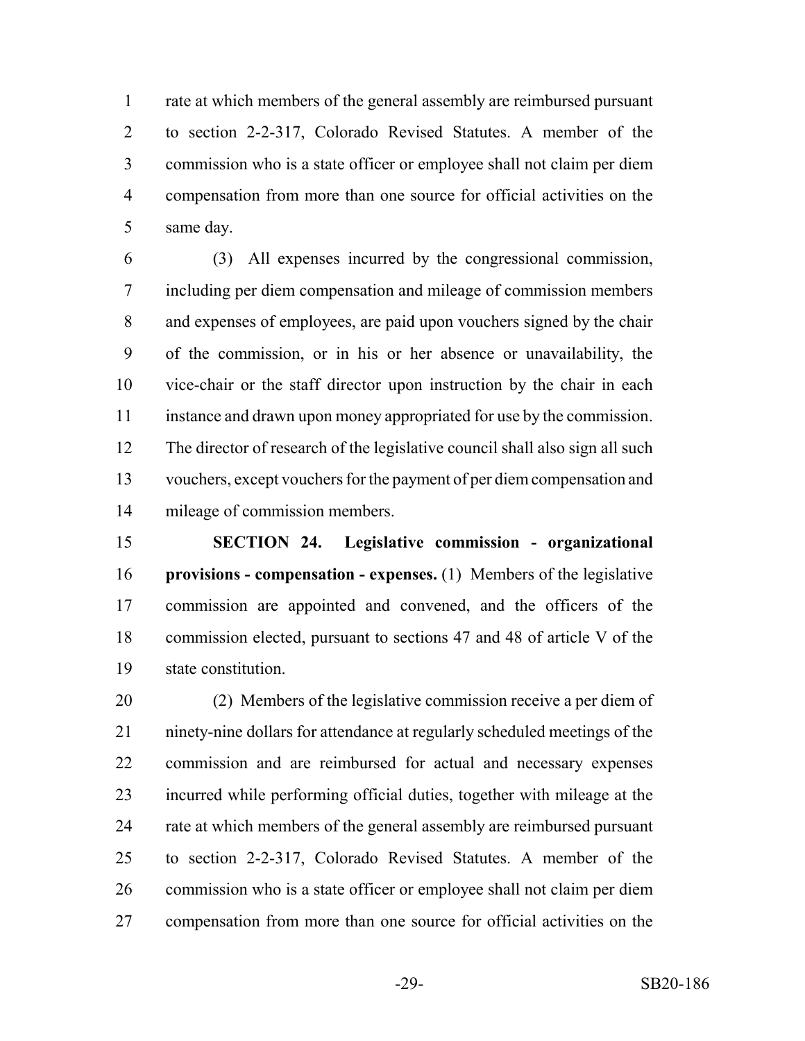rate at which members of the general assembly are reimbursed pursuant to section 2-2-317, Colorado Revised Statutes. A member of the commission who is a state officer or employee shall not claim per diem compensation from more than one source for official activities on the same day.

(3) All expenses incurred by the congressional commission, including per diem compensation and mileage of commission members and expenses of employees, are paid upon vouchers signed by the chair of the commission, or in his or her absence or unavailability, the vice-chair or the staff director upon instruction by the chair in each instance and drawn upon money appropriated for use by the commission. The director of research of the legislative council shall also sign all such vouchers, except vouchers for the payment of per diem compensation and mileage of commission members.

**SECTION 24. Legislative commission - organizational provisions - compensation - expenses.** (1) Members of the legislative commission are appointed and convened, and the officers of the commission elected, pursuant to sections 47 and 48 of article V of the state constitution.

(2) Members of the legislative commission receive a per diem of ninety-nine dollars for attendance at regularly scheduled meetings of the commission and are reimbursed for actual and necessary expenses incurred while performing official duties, together with mileage at the rate at which members of the general assembly are reimbursed pursuant to section 2-2-317, Colorado Revised Statutes. A member of the commission who is a state officer or employee shall not claim per diem compensation from more than one source for official activities on the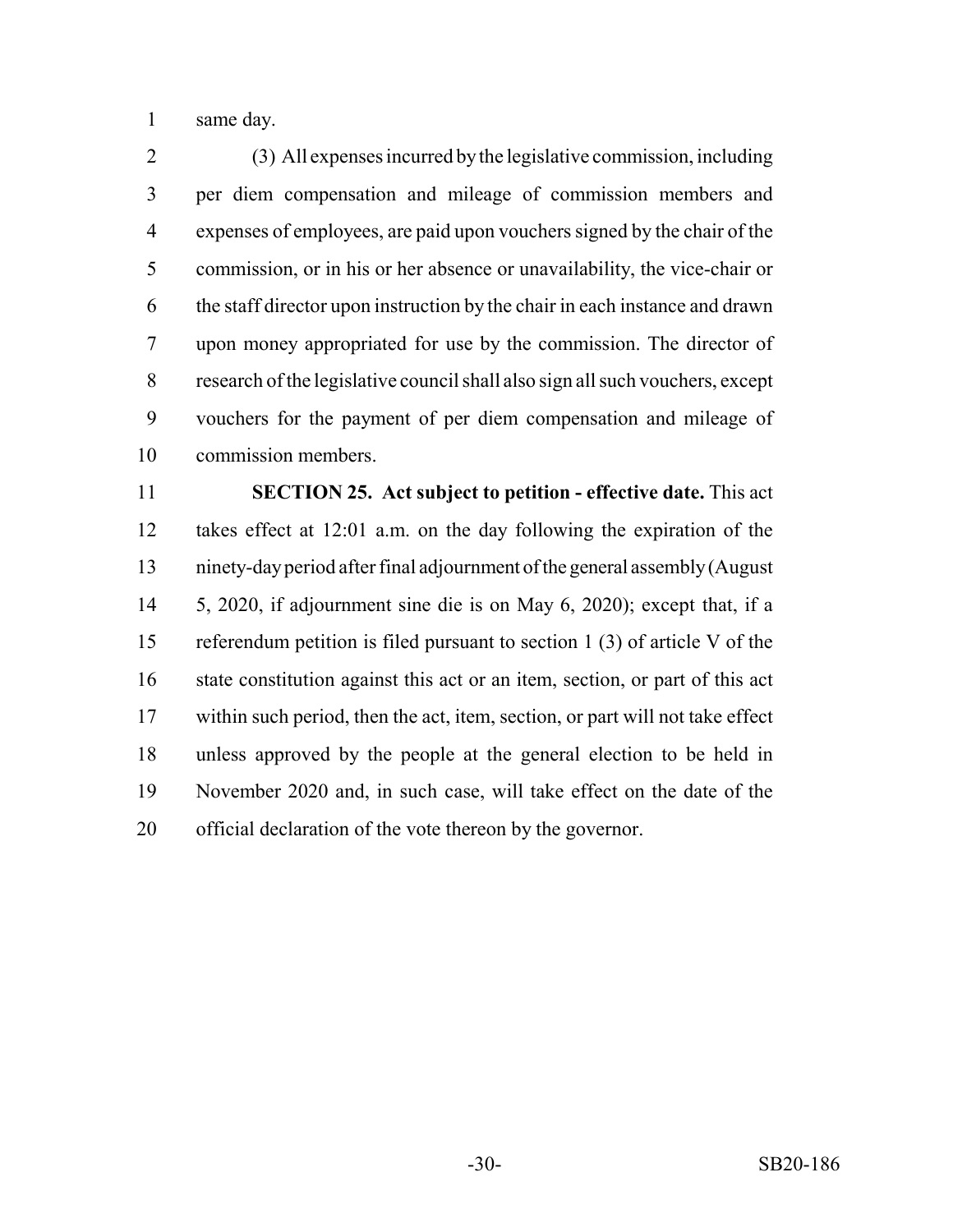same day.

(3) All expenses incurred by the legislative commission, including per diem compensation and mileage of commission members and expenses of employees, are paid upon vouchers signed by the chair of the commission, or in his or her absence or unavailability, the vice-chair or the staff director upon instruction by the chair in each instance and drawn upon money appropriated for use by the commission. The director of research of the legislative council shall also sign all such vouchers, except vouchers for the payment of per diem compensation and mileage of commission members.

**SECTION 25. Act subject to petition - effective date.** This act takes effect at 12:01 a.m. on the day following the expiration of the ninety-day period after final adjournment of the general assembly (August 5, 2020, if adjournment sine die is on May 6, 2020); except that, if a referendum petition is filed pursuant to section 1 (3) of article V of the state constitution against this act or an item, section, or part of this act within such period, then the act, item, section, or part will not take effect unless approved by the people at the general election to be held in November 2020 and, in such case, will take effect on the date of the official declaration of the vote thereon by the governor.